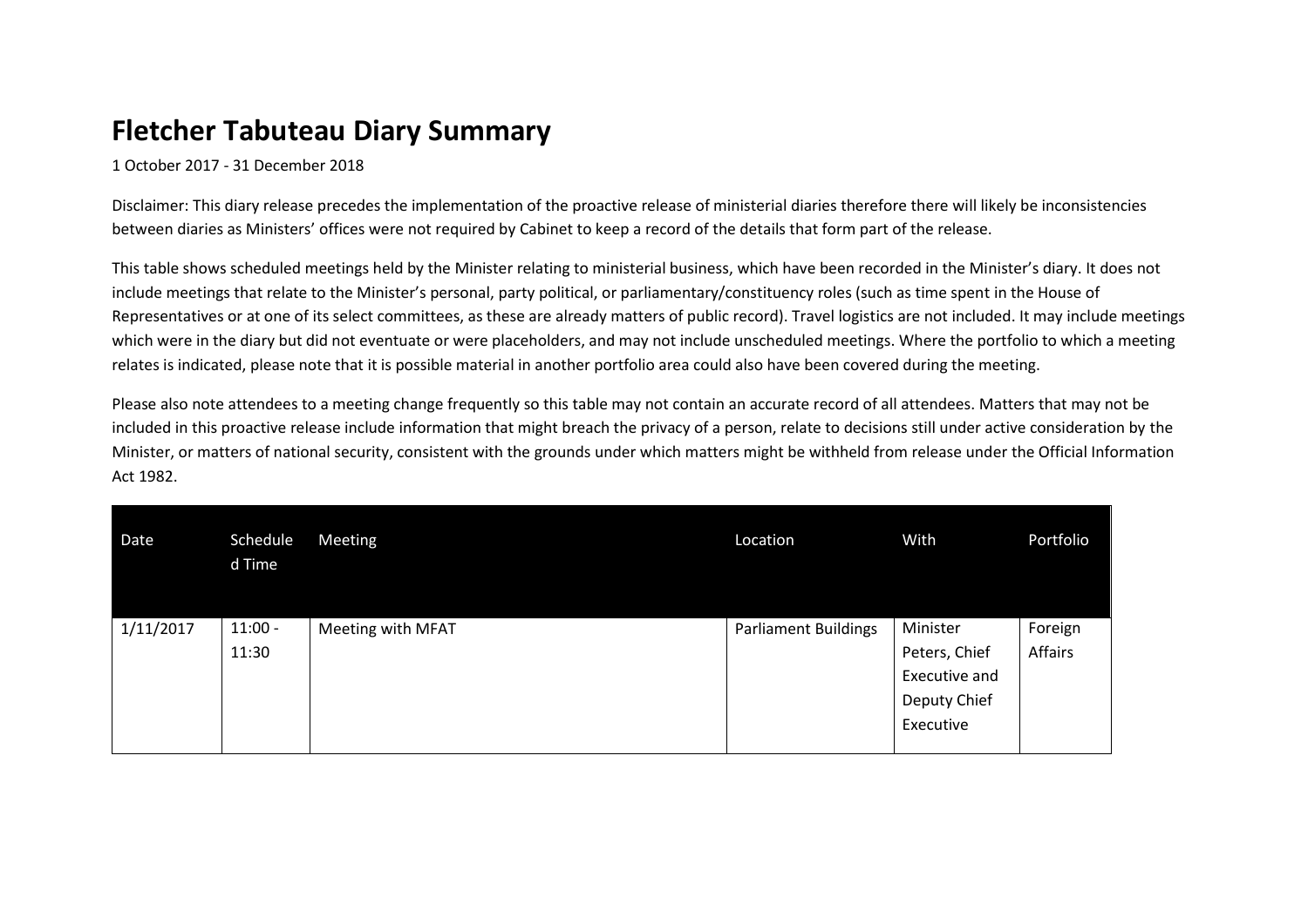# Fletcher Tabuteau Diary Summary

1 October 2017 - 31 December 2018

Disclaimer: This diary release precedes the implementation of the proactive release of ministerial diaries therefore there will likely be inconsistencies between diaries as Ministers' offices were not required by Cabinet to keep a record of the details that form part of the release.

This table shows scheduled meetings held by the Minister relating to ministerial business, which have been recorded in the Minister's diary. It does not include meetings that relate to the Minister's personal, party political, or parliamentary/constituency roles (such as time spent in the House of Representatives or at one of its select committees, as these are already matters of public record). Travel logistics are not included. It may include meetings which were in the diary but did not eventuate or were placeholders, and may not include unscheduled meetings. Where the portfolio to which a meeting relates is indicated, please note that it is possible material in another portfolio area could also have been covered during the meeting.

Please also note attendees to a meeting change frequently so this table may not contain an accurate record of all attendees. Matters that may not be included in this proactive release include information that might breach the privacy of a person, relate to decisions still under active consideration by the Minister, or matters of national security, consistent with the grounds under which matters might be withheld from release under the Official Information Act 1982.

| Date | Scheduled Time | Meeting | Location | With | Portfolio |
|---|---|---|---|---|---|
| 1/11/2017 | 11:00 - 11:30 | Meeting with MFAT | Parliament Buildings | Minister Peters, Chief Executive and Deputy Chief Executive | Foreign Affairs |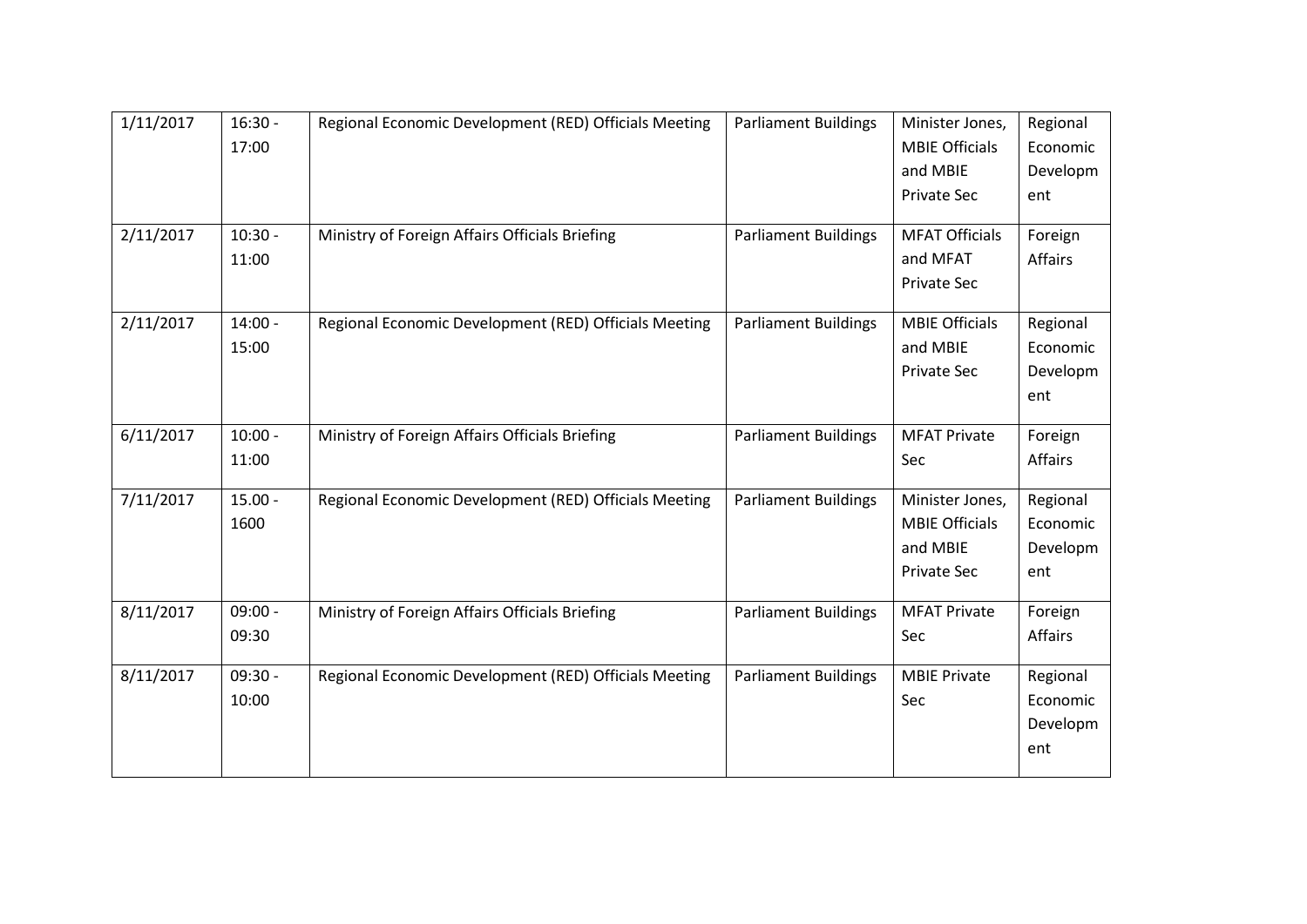| 1/11/2017 | 16:30 - 17:00 | Regional Economic Development (RED) Officials Meeting | Parliament Buildings | Minister Jones, MBIE Officials and MBIE Private Sec | Regional Economic Development |
|---|---|---|---|---|---|
| 2/11/2017 | 10:30 - 11:00 | Ministry of Foreign Affairs Officials Briefing | Parliament Buildings | MFAT Officials and MFAT Private Sec | Foreign Affairs |
| 2/11/2017 | 14:00 - 15:00 | Regional Economic Development (RED) Officials Meeting | Parliament Buildings | MBIE Officials and MBIE Private Sec | Regional Economic Development |
| 6/11/2017 | 10:00 - 11:00 | Ministry of Foreign Affairs Officials Briefing | Parliament Buildings | MFAT Private Sec | Foreign Affairs |
| 7/11/2017 | 15.00 - 1600 | Regional Economic Development (RED) Officials Meeting | Parliament Buildings | Minister Jones, MBIE Officials and MBIE Private Sec | Regional Economic Development |
| 8/11/2017 | 09:00 - 09:30 | Ministry of Foreign Affairs Officials Briefing | Parliament Buildings | MFAT Private Sec | Foreign Affairs |
| 8/11/2017 | 09:30 - 10:00 | Regional Economic Development (RED) Officials Meeting | Parliament Buildings | MBIE Private Sec | Regional Economic Development |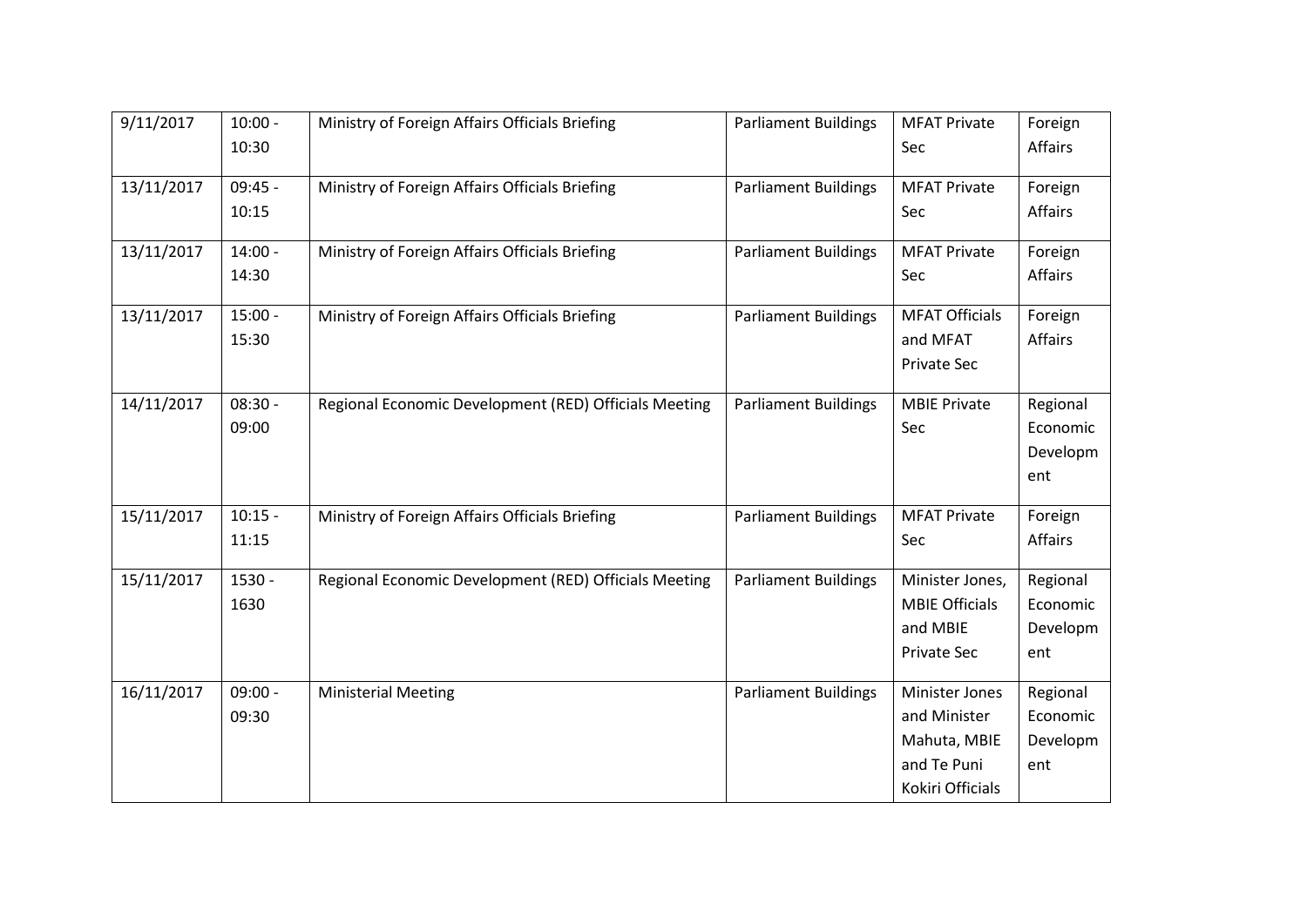| 9/11/2017 | 10:00 - 10:30 | Ministry of Foreign Affairs Officials Briefing | Parliament Buildings | MFAT Private Sec | Foreign Affairs |
|---|---|---|---|---|---|
| 13/11/2017 | 09:45 - 10:15 | Ministry of Foreign Affairs Officials Briefing | Parliament Buildings | MFAT Private Sec | Foreign Affairs |
| 13/11/2017 | 14:00 - 14:30 | Ministry of Foreign Affairs Officials Briefing | Parliament Buildings | MFAT Private Sec | Foreign Affairs |
| 13/11/2017 | 15:00 - 15:30 | Ministry of Foreign Affairs Officials Briefing | Parliament Buildings | MFAT Officials and MFAT Private Sec | Foreign Affairs |
| 14/11/2017 | 08:30 - 09:00 | Regional Economic Development (RED) Officials Meeting | Parliament Buildings | MBIE Private Sec | Regional Economic Development |
| 15/11/2017 | 10:15 - 11:15 | Ministry of Foreign Affairs Officials Briefing | Parliament Buildings | MFAT Private Sec | Foreign Affairs |
| 15/11/2017 | 1530 - 1630 | Regional Economic Development (RED) Officials Meeting | Parliament Buildings | Minister Jones, MBIE Officials and MBIE Private Sec | Regional Economic Development |
| 16/11/2017 | 09:00 - 09:30 | Ministerial Meeting | Parliament Buildings | Minister Jones and Minister Mahuta, MBIE and Te Puni Kokiri Officials | Regional Economic Development |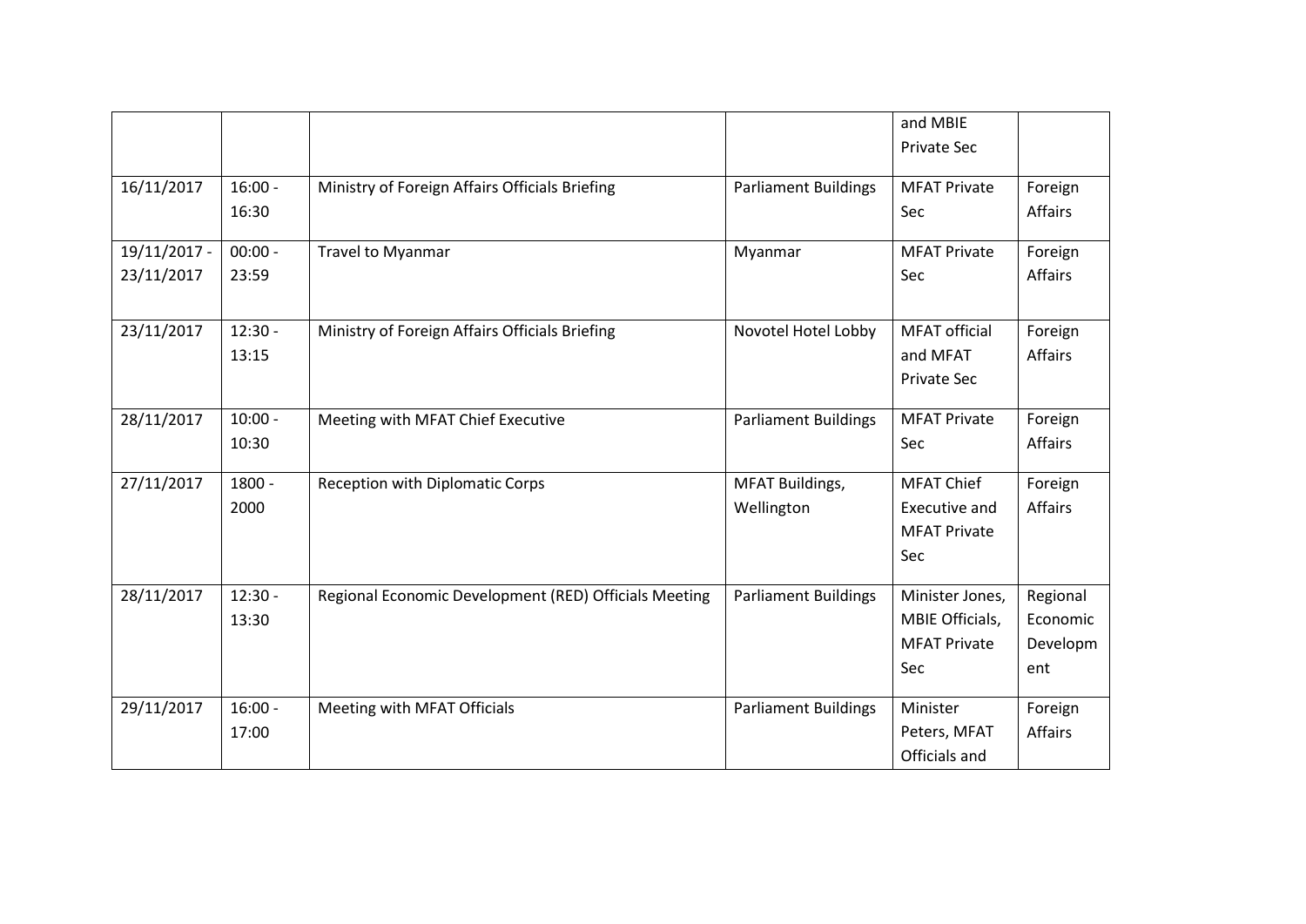|  |  |  |  | and MBIE Private Sec |  |
|---|---|---|---|---|---|
| 16/11/2017 | 16:00 - 16:30 | Ministry of Foreign Affairs Officials Briefing | Parliament Buildings | MFAT Private Sec | Foreign Affairs |
| 19/11/2017 - 23/11/2017 | 00:00 - 23:59 | Travel to Myanmar | Myanmar | MFAT Private Sec | Foreign Affairs |
| 23/11/2017 | 12:30 - 13:15 | Ministry of Foreign Affairs Officials Briefing | Novotel Hotel Lobby | MFAT official and MFAT Private Sec | Foreign Affairs |
| 28/11/2017 | 10:00 - 10:30 | Meeting with MFAT Chief Executive | Parliament Buildings | MFAT Private Sec | Foreign Affairs |
| 27/11/2017 | 1800 - 2000 | Reception with Diplomatic Corps | MFAT Buildings, Wellington | MFAT Chief Executive and MFAT Private Sec | Foreign Affairs |
| 28/11/2017 | 12:30 - 13:30 | Regional Economic Development (RED) Officials Meeting | Parliament Buildings | Minister Jones, MBIE Officials, MFAT Private Sec | Regional Economic Development |
| 29/11/2017 | 16:00 - 17:00 | Meeting with MFAT Officials | Parliament Buildings | Minister Peters, MFAT Officials and | Foreign Affairs |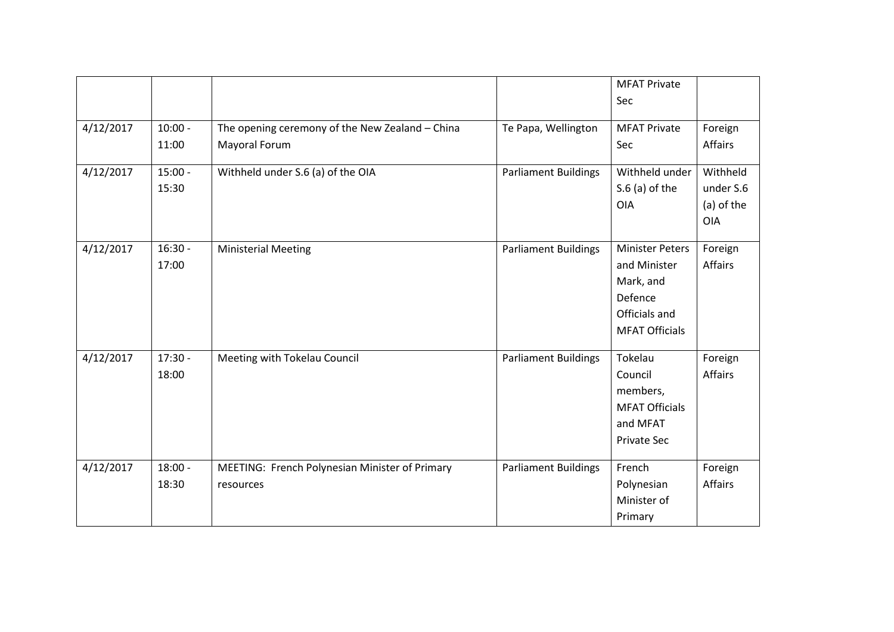| | | | | MFAT Private Sec | |
|---|---|---|---|---|---|
| 4/12/2017 | 10:00 - 11:00 | The opening ceremony of the New Zealand – China Mayoral Forum | Te Papa, Wellington | MFAT Private Sec | Foreign Affairs |
| 4/12/2017 | 15:00 - 15:30 | Withheld under S.6 (a) of the OIA | Parliament Buildings | Withheld under S.6 (a) of the OIA | Withheld under S.6 (a) of the OIA |
| 4/12/2017 | 16:30 - 17:00 | Ministerial Meeting | Parliament Buildings | Minister Peters and Minister Mark, and Defence Officials and MFAT Officials | Foreign Affairs |
| 4/12/2017 | 17:30 - 18:00 | Meeting with Tokelau Council | Parliament Buildings | Tokelau Council members, MFAT Officials and MFAT Private Sec | Foreign Affairs |
| 4/12/2017 | 18:00 - 18:30 | MEETING: French Polynesian Minister of Primary resources | Parliament Buildings | French Polynesian Minister of Primary | Foreign Affairs |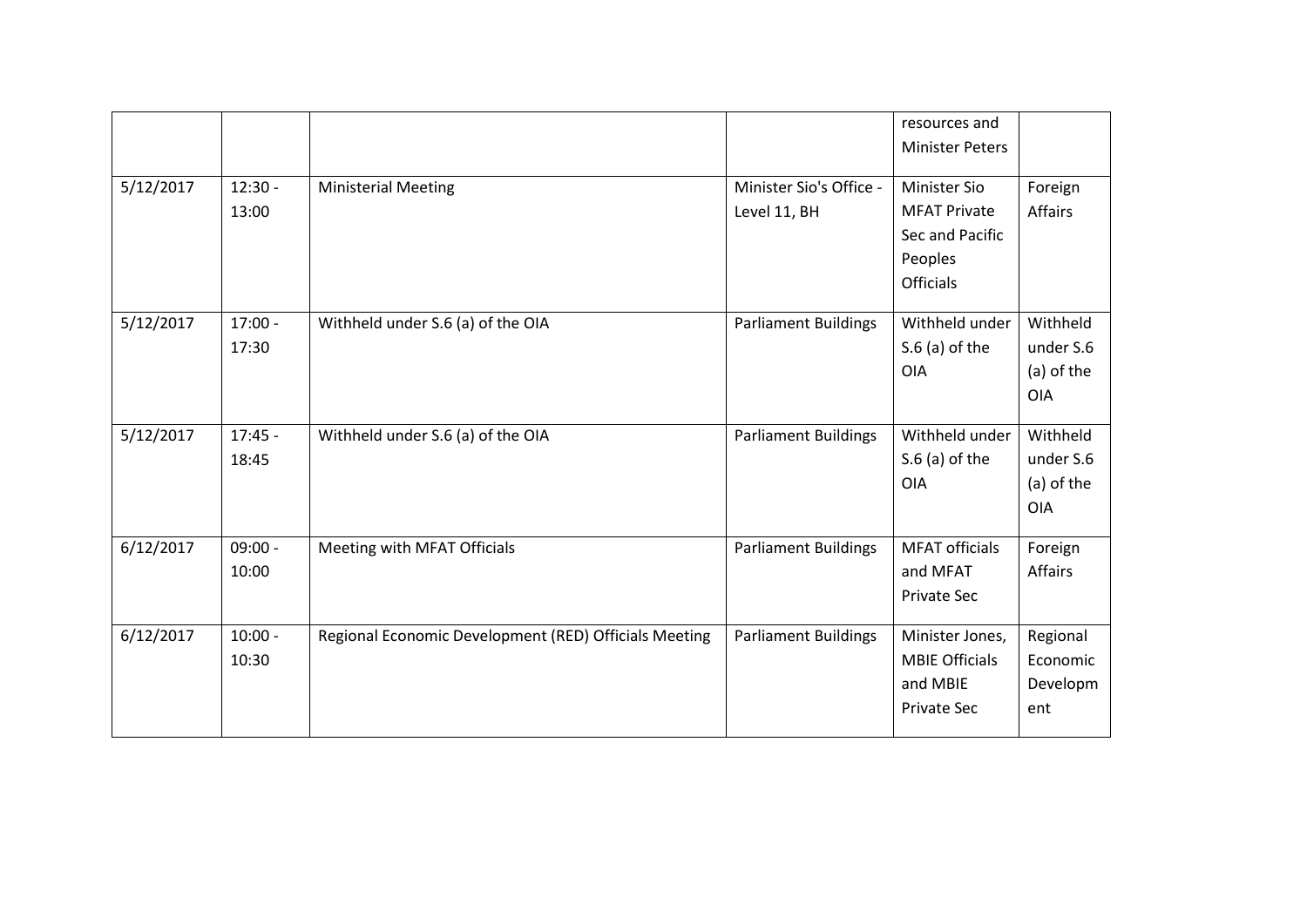| | | | | resources and Minister Peters | |
|---|---|---|---|---|---|
| 5/12/2017 | 12:30 - 13:00 | Ministerial Meeting | Minister Sio's Office - Level 11, BH | Minister Sio MFAT Private Sec and Pacific Peoples Officials | Foreign Affairs |
| 5/12/2017 | 17:00 - 17:30 | Withheld under S.6 (a) of the OIA | Parliament Buildings | Withheld under S.6 (a) of the OIA | Withheld under S.6 (a) of the OIA |
| 5/12/2017 | 17:45 - 18:45 | Withheld under S.6 (a) of the OIA | Parliament Buildings | Withheld under S.6 (a) of the OIA | Withheld under S.6 (a) of the OIA |
| 6/12/2017 | 09:00 - 10:00 | Meeting with MFAT Officials | Parliament Buildings | MFAT officials and MFAT Private Sec | Foreign Affairs |
| 6/12/2017 | 10:00 - 10:30 | Regional Economic Development (RED) Officials Meeting | Parliament Buildings | Minister Jones, MBIE Officials and MBIE Private Sec | Regional Economic Development |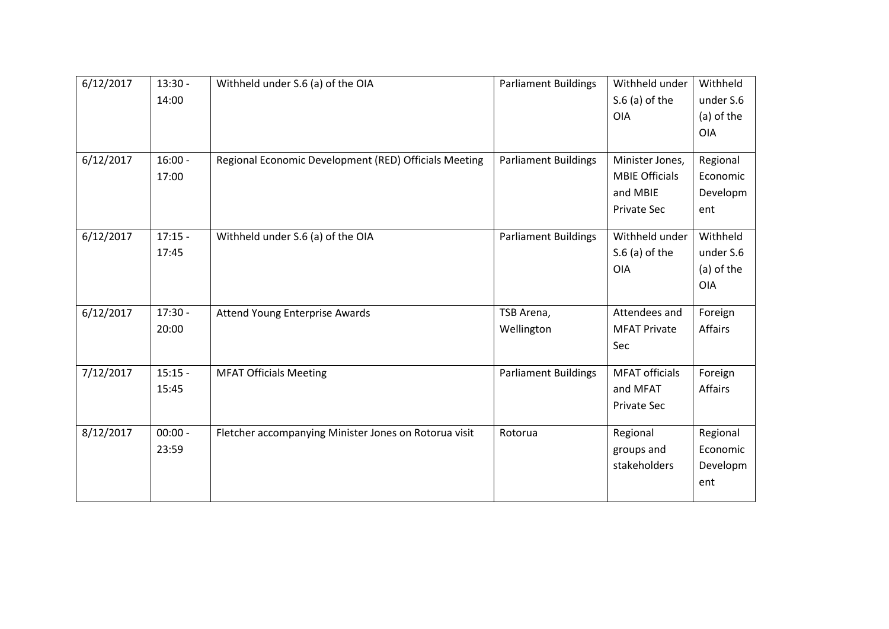| | | | | | |
|---|---|---|---|---|---|
| 6/12/2017 | 13:30 - 14:00 | Withheld under S.6 (a) of the OIA | Parliament Buildings | Withheld under S.6 (a) of the OIA | Withheld under S.6 (a) of the OIA |
| 6/12/2017 | 16:00 - 17:00 | Regional Economic Development (RED) Officials Meeting | Parliament Buildings | Minister Jones, MBIE Officials and MBIE Private Sec | Regional Economic Development |
| 6/12/2017 | 17:15 - 17:45 | Withheld under S.6 (a) of the OIA | Parliament Buildings | Withheld under S.6 (a) of the OIA | Withheld under S.6 (a) of the OIA |
| 6/12/2017 | 17:30 - 20:00 | Attend Young Enterprise Awards | TSB Arena, Wellington | Attendees and MFAT Private Sec | Foreign Affairs |
| 7/12/2017 | 15:15 - 15:45 | MFAT Officials Meeting | Parliament Buildings | MFAT officials and MFAT Private Sec | Foreign Affairs |
| 8/12/2017 | 00:00 - 23:59 | Fletcher accompanying Minister Jones on Rotorua visit | Rotorua | Regional groups and stakeholders | Regional Economic Development |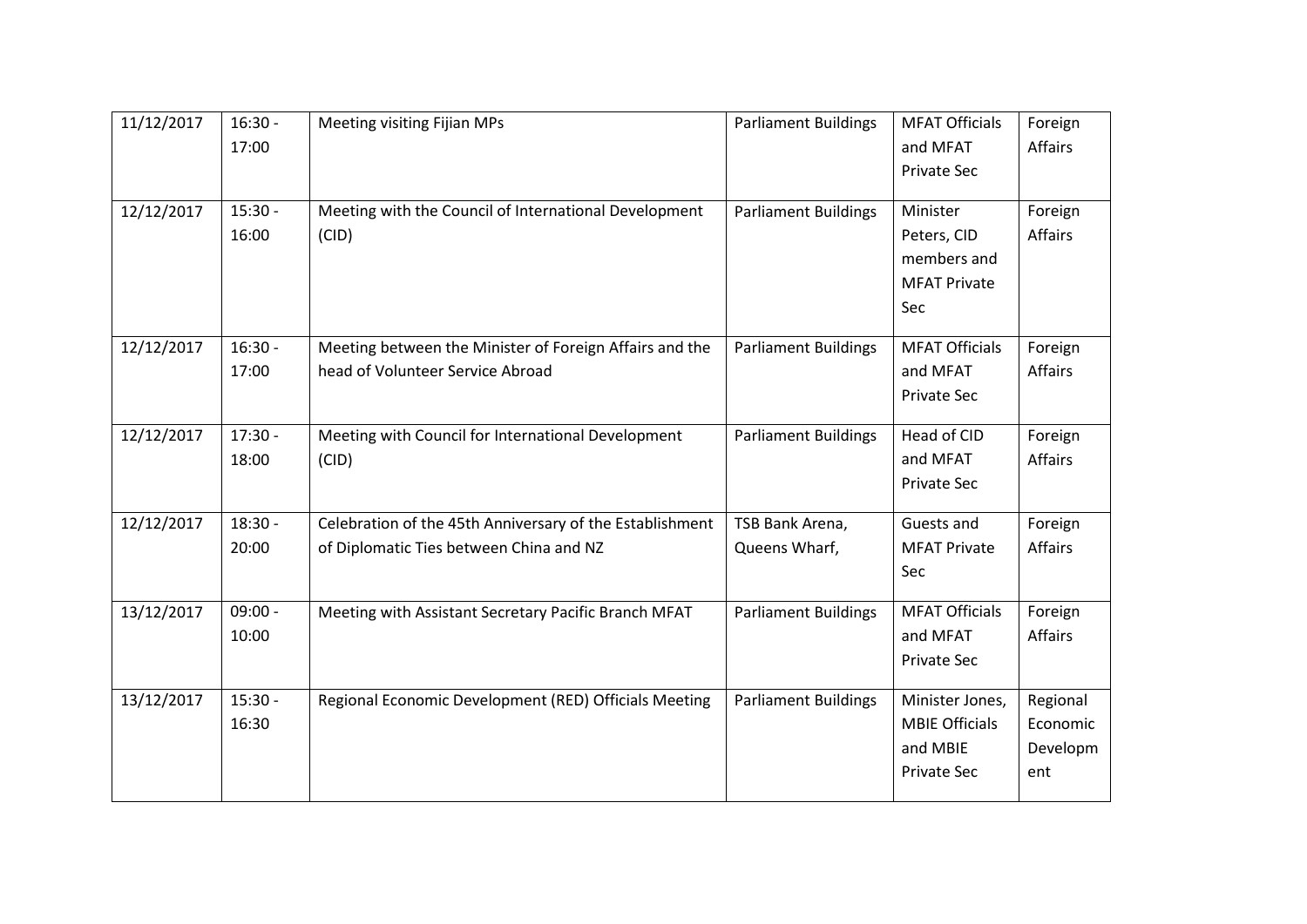| 11/12/2017 | 16:30 - 17:00 | Meeting visiting Fijian MPs | Parliament Buildings | MFAT Officials and MFAT Private Sec | Foreign Affairs |
|---|---|---|---|---|---|
| 12/12/2017 | 15:30 - 16:00 | Meeting with the Council of International Development (CID) | Parliament Buildings | Minister Peters, CID members and MFAT Private Sec | Foreign Affairs |
| 12/12/2017 | 16:30 - 17:00 | Meeting between the Minister of Foreign Affairs and the head of Volunteer Service Abroad | Parliament Buildings | MFAT Officials and MFAT Private Sec | Foreign Affairs |
| 12/12/2017 | 17:30 - 18:00 | Meeting with Council for International Development (CID) | Parliament Buildings | Head of CID and MFAT Private Sec | Foreign Affairs |
| 12/12/2017 | 18:30 - 20:00 | Celebration of the 45th Anniversary of the Establishment of Diplomatic Ties between China and NZ | TSB Bank Arena, Queens Wharf, | Guests and MFAT Private Sec | Foreign Affairs |
| 13/12/2017 | 09:00 - 10:00 | Meeting with Assistant Secretary Pacific Branch MFAT | Parliament Buildings | MFAT Officials and MFAT Private Sec | Foreign Affairs |
| 13/12/2017 | 15:30 - 16:30 | Regional Economic Development (RED) Officials Meeting | Parliament Buildings | Minister Jones, MBIE Officials and MBIE Private Sec | Regional Economic Development |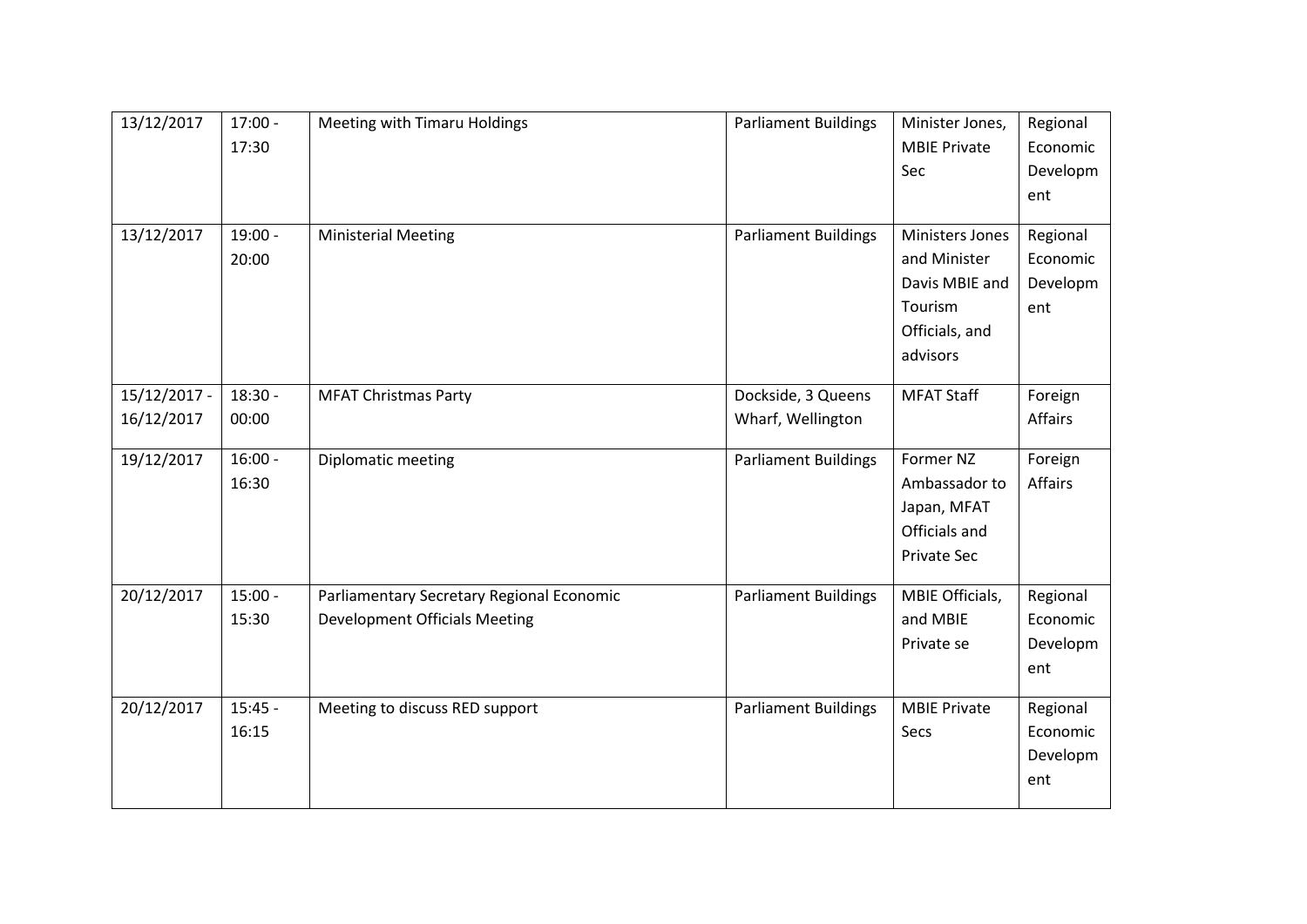| 13/12/2017 | 17:00 - 17:30 | Meeting with Timaru Holdings | Parliament Buildings | Minister Jones, MBIE Private Sec | Regional Economic Development |
|---|---|---|---|---|---|
| 13/12/2017 | 19:00 - 20:00 | Ministerial Meeting | Parliament Buildings | Ministers Jones and Minister Davis MBIE and Tourism Officials, and advisors | Regional Economic Development |
| 15/12/2017 - 16/12/2017 | 18:30 - 00:00 | MFAT Christmas Party | Dockside, 3 Queens Wharf, Wellington | MFAT Staff | Foreign Affairs |
| 19/12/2017 | 16:00 - 16:30 | Diplomatic meeting | Parliament Buildings | Former NZ Ambassador to Japan, MFAT Officials and Private Sec | Foreign Affairs |
| 20/12/2017 | 15:00 - 15:30 | Parliamentary Secretary Regional Economic Development Officials Meeting | Parliament Buildings | MBIE Officials, and MBIE Private se | Regional Economic Development |
| 20/12/2017 | 15:45 - 16:15 | Meeting to discuss RED support | Parliament Buildings | MBIE Private Secs | Regional Economic Development |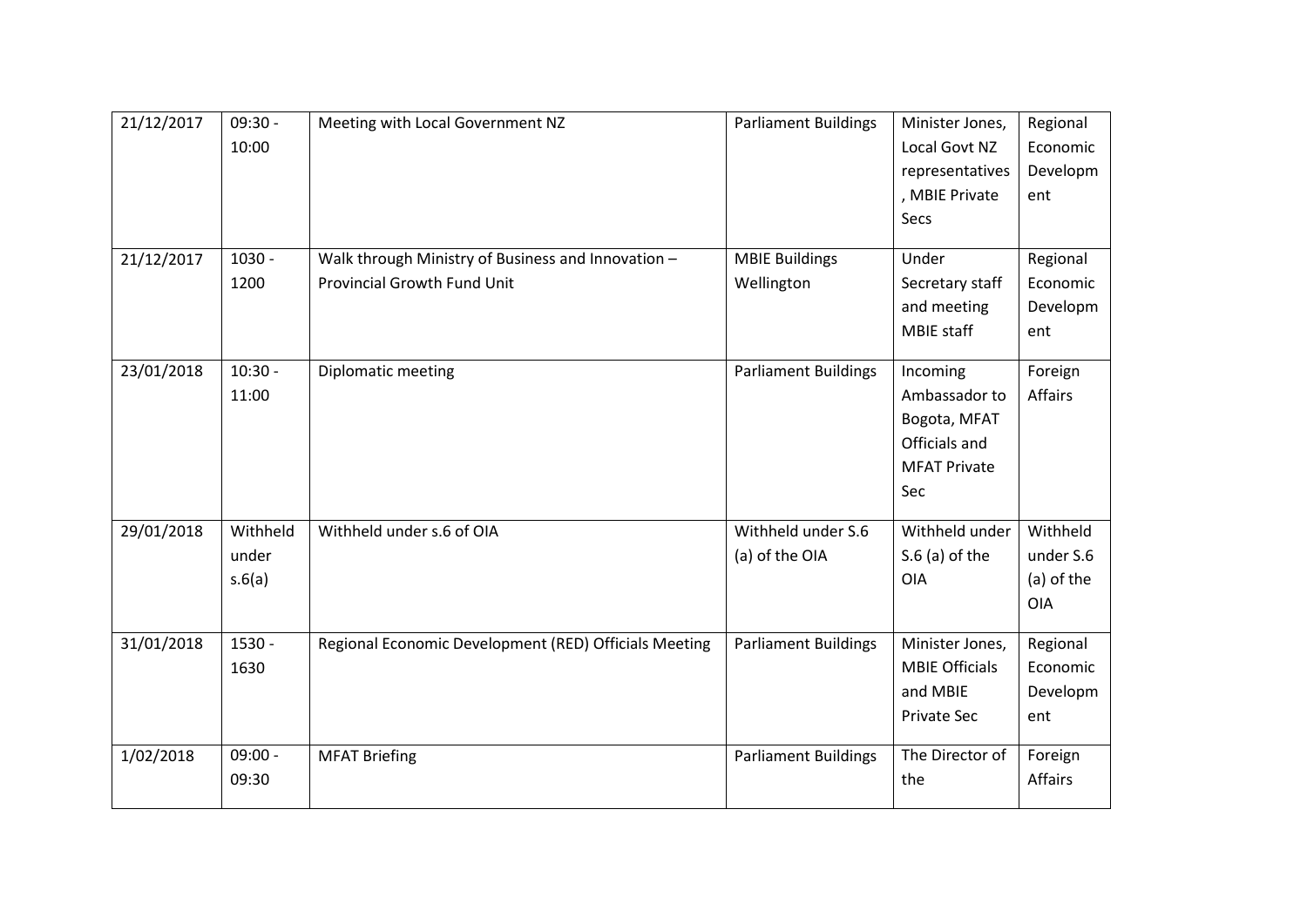| 21/12/2017 | 09:30 - 10:00 | Meeting with Local Government NZ | Parliament Buildings | Minister Jones, Local Govt NZ representatives, MBIE Private Secs | Regional Economic Development |
|---|---|---|---|---|---|
| 21/12/2017 | 1030 - 1200 | Walk through Ministry of Business and Innovation – Provincial Growth Fund Unit | MBIE Buildings Wellington | Under Secretary staff and meeting MBIE staff | Regional Economic Development |
| 23/01/2018 | 10:30 - 11:00 | Diplomatic meeting | Parliament Buildings | Incoming Ambassador to Bogota, MFAT Officials and MFAT Private Sec | Foreign Affairs |
| 29/01/2018 | Withheld under s.6(a) | Withheld under s.6 of OIA | Withheld under S.6 (a) of the OIA | Withheld under S.6 (a) of the OIA | Withheld under S.6 (a) of the OIA |
| 31/01/2018 | 1530 - 1630 | Regional Economic Development (RED) Officials Meeting | Parliament Buildings | Minister Jones, MBIE Officials and MBIE Private Sec | Regional Economic Development |
| 1/02/2018 | 09:00 - 09:30 | MFAT Briefing | Parliament Buildings | The Director of the | Foreign Affairs |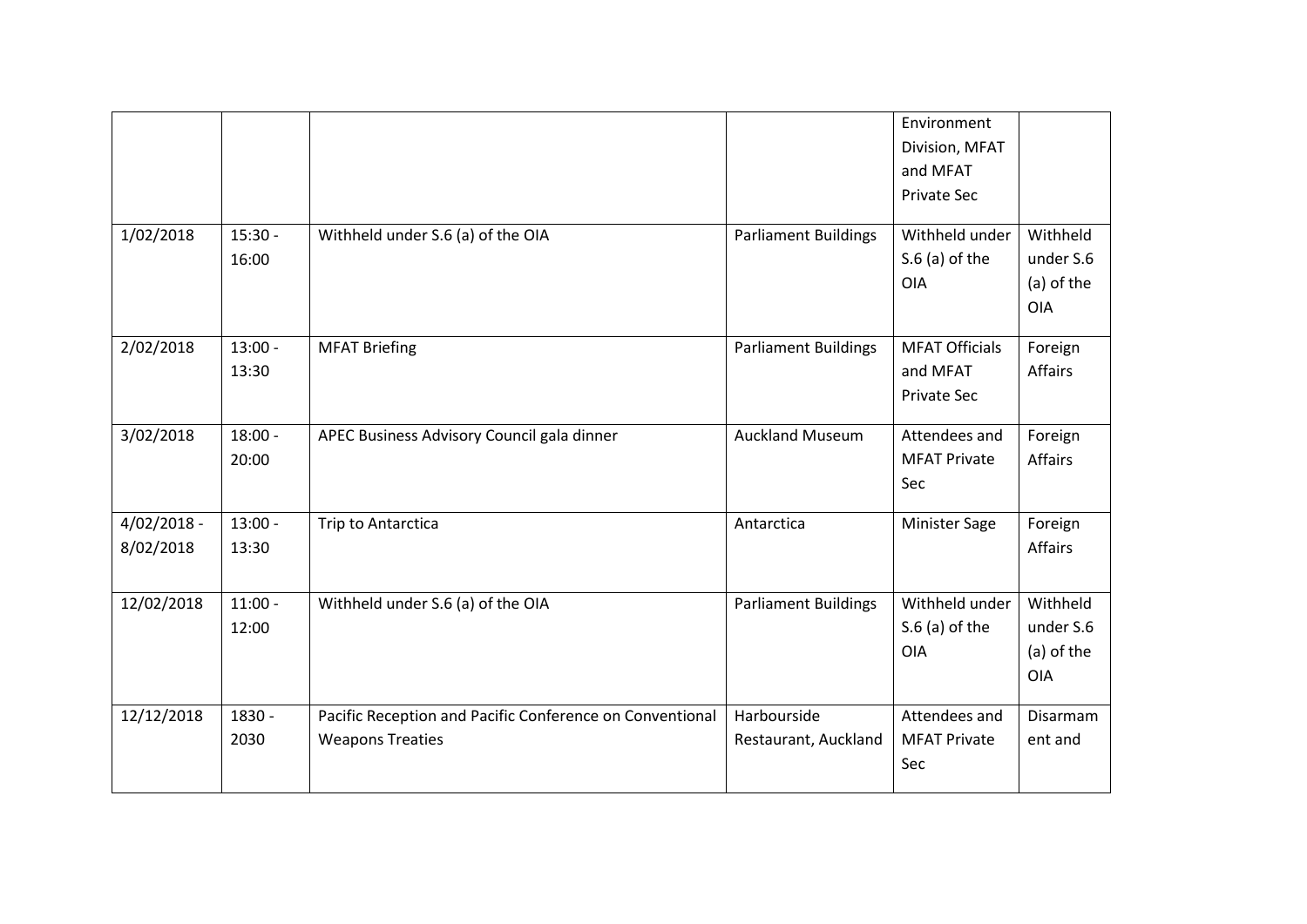| | | | | Environment Division, MFAT and MFAT Private Sec | |
|---|---|---|---|---|---|
| 1/02/2018 | 15:30 - 16:00 | Withheld under S.6 (a) of the OIA | Parliament Buildings | Withheld under S.6 (a) of the OIA | Withheld under S.6 (a) of the OIA |
| 2/02/2018 | 13:00 - 13:30 | MFAT Briefing | Parliament Buildings | MFAT Officials and MFAT Private Sec | Foreign Affairs |
| 3/02/2018 | 18:00 - 20:00 | APEC Business Advisory Council gala dinner | Auckland Museum | Attendees and MFAT Private Sec | Foreign Affairs |
| 4/02/2018 - 8/02/2018 | 13:00 - 13:30 | Trip to Antarctica | Antarctica | Minister Sage | Foreign Affairs |
| 12/02/2018 | 11:00 - 12:00 | Withheld under S.6 (a) of the OIA | Parliament Buildings | Withheld under S.6 (a) of the OIA | Withheld under S.6 (a) of the OIA |
| 12/12/2018 | 1830 - 2030 | Pacific Reception and Pacific Conference on Conventional Weapons Treaties | Harbourside Restaurant, Auckland | Attendees and MFAT Private Sec | Disarmament and |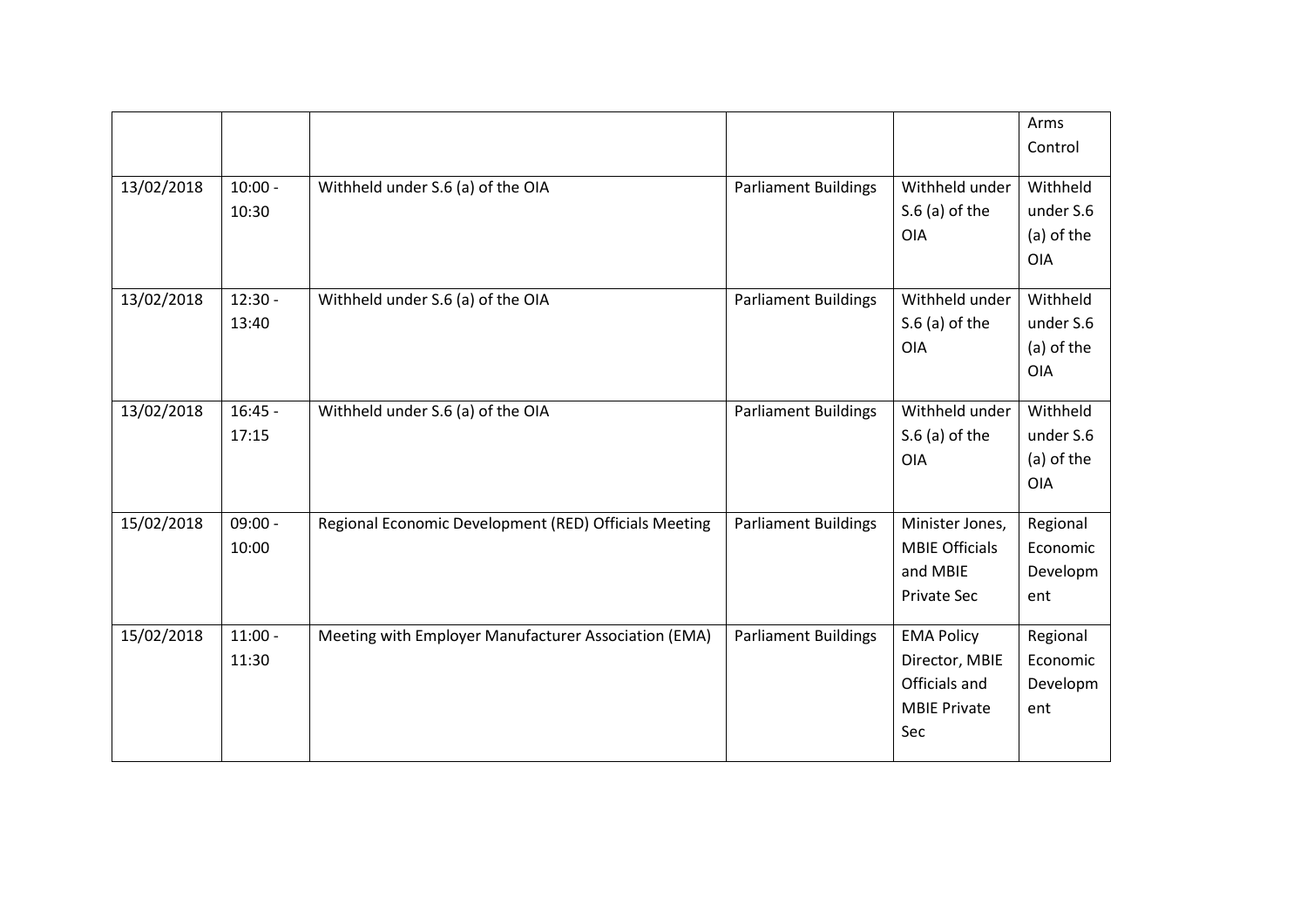| | | | | | Arms Control |
|---|---|---|---|---|---|
| 13/02/2018 | 10:00 - 10:30 | Withheld under S.6 (a) of the OIA | Parliament Buildings | Withheld under S.6 (a) of the OIA | Withheld under S.6 (a) of the OIA |
| 13/02/2018 | 12:30 - 13:40 | Withheld under S.6 (a) of the OIA | Parliament Buildings | Withheld under S.6 (a) of the OIA | Withheld under S.6 (a) of the OIA |
| 13/02/2018 | 16:45 - 17:15 | Withheld under S.6 (a) of the OIA | Parliament Buildings | Withheld under S.6 (a) of the OIA | Withheld under S.6 (a) of the OIA |
| 15/02/2018 | 09:00 - 10:00 | Regional Economic Development (RED) Officials Meeting | Parliament Buildings | Minister Jones, MBIE Officials and MBIE Private Sec | Regional Economic Development |
| 15/02/2018 | 11:00 - 11:30 | Meeting with Employer Manufacturer Association (EMA) | Parliament Buildings | EMA Policy Director, MBIE Officials and MBIE Private Sec | Regional Economic Development |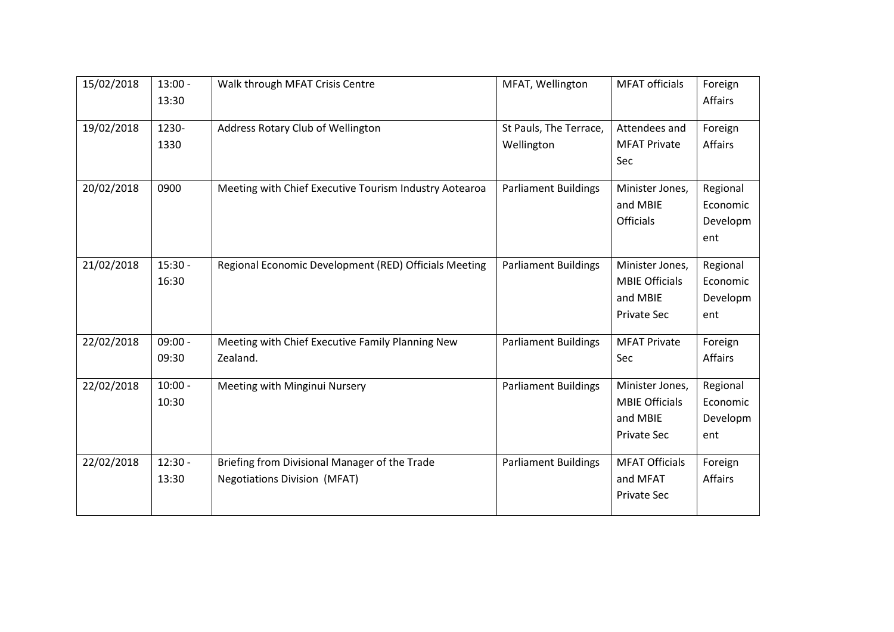| 15/02/2018 | 13:00 - 13:30 | Walk through MFAT Crisis Centre | MFAT, Wellington | MFAT officials | Foreign Affairs |
|---|---|---|---|---|---|
| 19/02/2018 | 1230-1330 | Address Rotary Club of Wellington | St Pauls, The Terrace, Wellington | Attendees and MFAT Private Sec | Foreign Affairs |
| 20/02/2018 | 0900 | Meeting with Chief Executive Tourism Industry Aotearoa | Parliament Buildings | Minister Jones, and MBIE Officials | Regional Economic Development |
| 21/02/2018 | 15:30 - 16:30 | Regional Economic Development (RED) Officials Meeting | Parliament Buildings | Minister Jones, MBIE Officials and MBIE Private Sec | Regional Economic Development |
| 22/02/2018 | 09:00 - 09:30 | Meeting with Chief Executive Family Planning New Zealand. | Parliament Buildings | MFAT Private Sec | Foreign Affairs |
| 22/02/2018 | 10:00 - 10:30 | Meeting with Minginui Nursery | Parliament Buildings | Minister Jones, MBIE Officials and MBIE Private Sec | Regional Economic Development |
| 22/02/2018 | 12:30 - 13:30 | Briefing from Divisional Manager of the Trade Negotiations Division (MFAT) | Parliament Buildings | MFAT Officials and MFAT Private Sec | Foreign Affairs |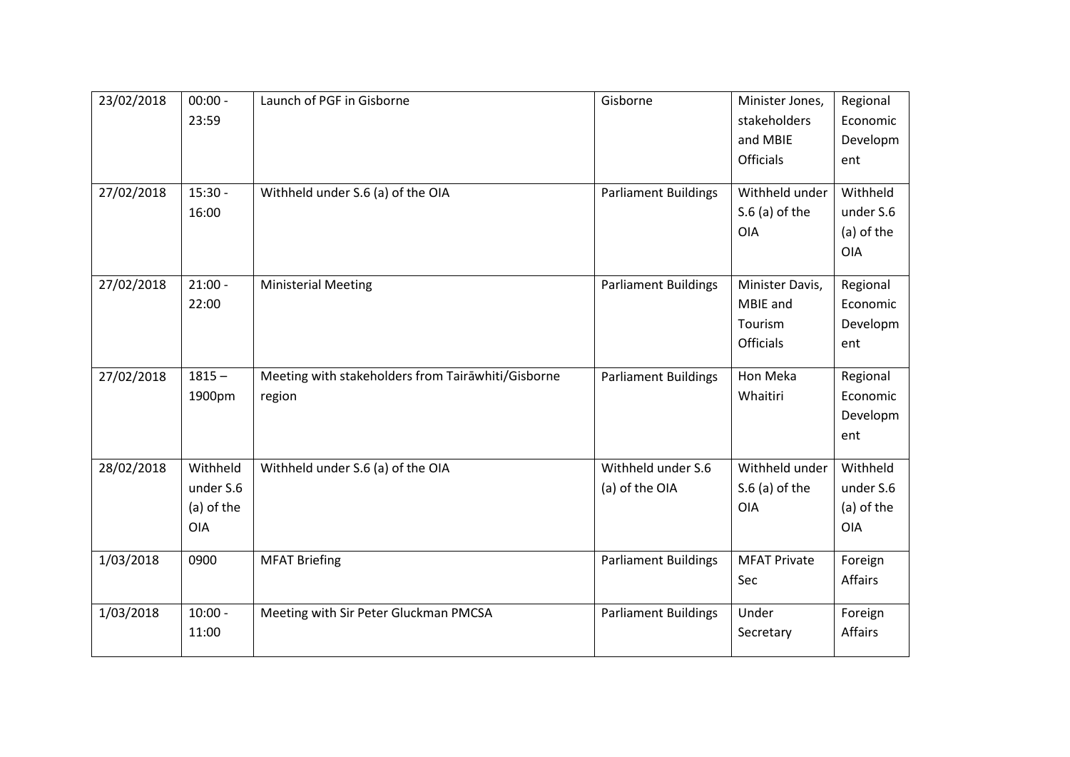| 23/02/2018 | 00:00 - 23:59 | Launch of PGF in Gisborne | Gisborne | Minister Jones, stakeholders and MBIE Officials | Regional Economic Development |
|---|---|---|---|---|---|
| 27/02/2018 | 15:30 - 16:00 | Withheld under S.6 (a) of the OIA | Parliament Buildings | Withheld under S.6 (a) of the OIA | Withheld under S.6 (a) of the OIA |
| 27/02/2018 | 21:00 - 22:00 | Ministerial Meeting | Parliament Buildings | Minister Davis, MBIE and Tourism Officials | Regional Economic Development |
| 27/02/2018 | 1815 – 1900pm | Meeting with stakeholders from Tairāwhiti/Gisborne region | Parliament Buildings | Hon Meka Whaitiri | Regional Economic Development |
| 28/02/2018 | Withheld under S.6 (a) of the OIA | Withheld under S.6 (a) of the OIA | Withheld under S.6 (a) of the OIA | Withheld under S.6 (a) of the OIA | Withheld under S.6 (a) of the OIA |
| 1/03/2018 | 0900 | MFAT Briefing | Parliament Buildings | MFAT Private Sec | Foreign Affairs |
| 1/03/2018 | 10:00 - 11:00 | Meeting with Sir Peter Gluckman PMCSA | Parliament Buildings | Under Secretary | Foreign Affairs |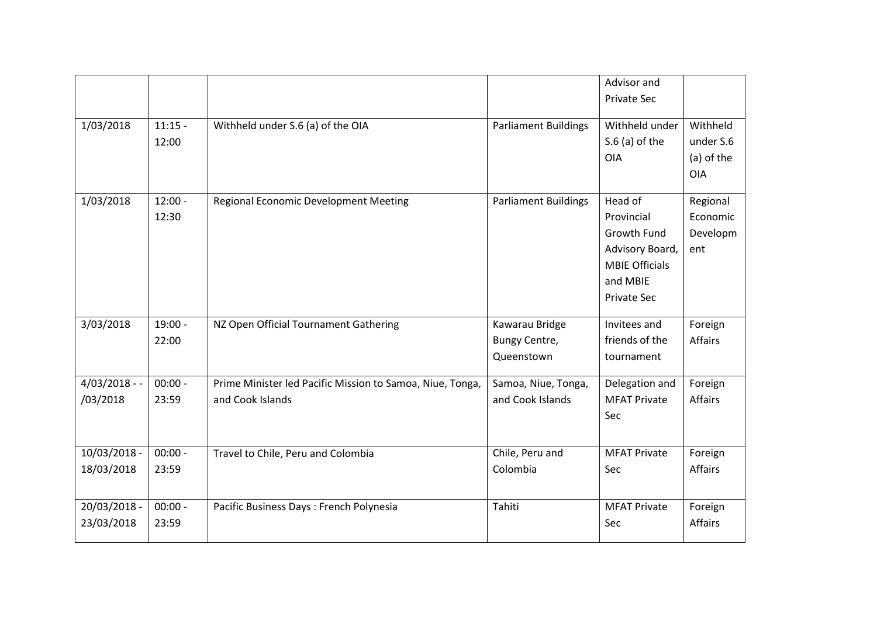| | | | | Advisor and Private Sec | |
|---|---|---|---|---|---|
| 1/03/2018 | 11:15 - 12:00 | Withheld under S.6 (a) of the OIA | Parliament Buildings | Withheld under S.6 (a) of the OIA | Withheld under S.6 (a) of the OIA |
| 1/03/2018 | 12:00 - 12:30 | Regional Economic Development Meeting | Parliament Buildings | Head of Provincial Growth Fund Advisory Board, MBIE Officials and MBIE Private Sec | Regional Economic Development |
| 3/03/2018 | 19:00 - 22:00 | NZ Open Official Tournament Gathering | Kawarau Bridge Bungy Centre, Queenstown | Invitees and friends of the tournament | Foreign Affairs |
| 4/03/2018 - - /03/2018 | 00:00 - 23:59 | Prime Minister led Pacific Mission to Samoa, Niue, Tonga, and Cook Islands | Samoa, Niue, Tonga, and Cook Islands | Delegation and MFAT Private Sec | Foreign Affairs |
| 10/03/2018 - 18/03/2018 | 00:00 - 23:59 | Travel to Chile, Peru and Colombia | Chile, Peru and Colombia | MFAT Private Sec | Foreign Affairs |
| 20/03/2018 - 23/03/2018 | 00:00 - 23:59 | Pacific Business Days : French Polynesia | Tahiti | MFAT Private Sec | Foreign Affairs |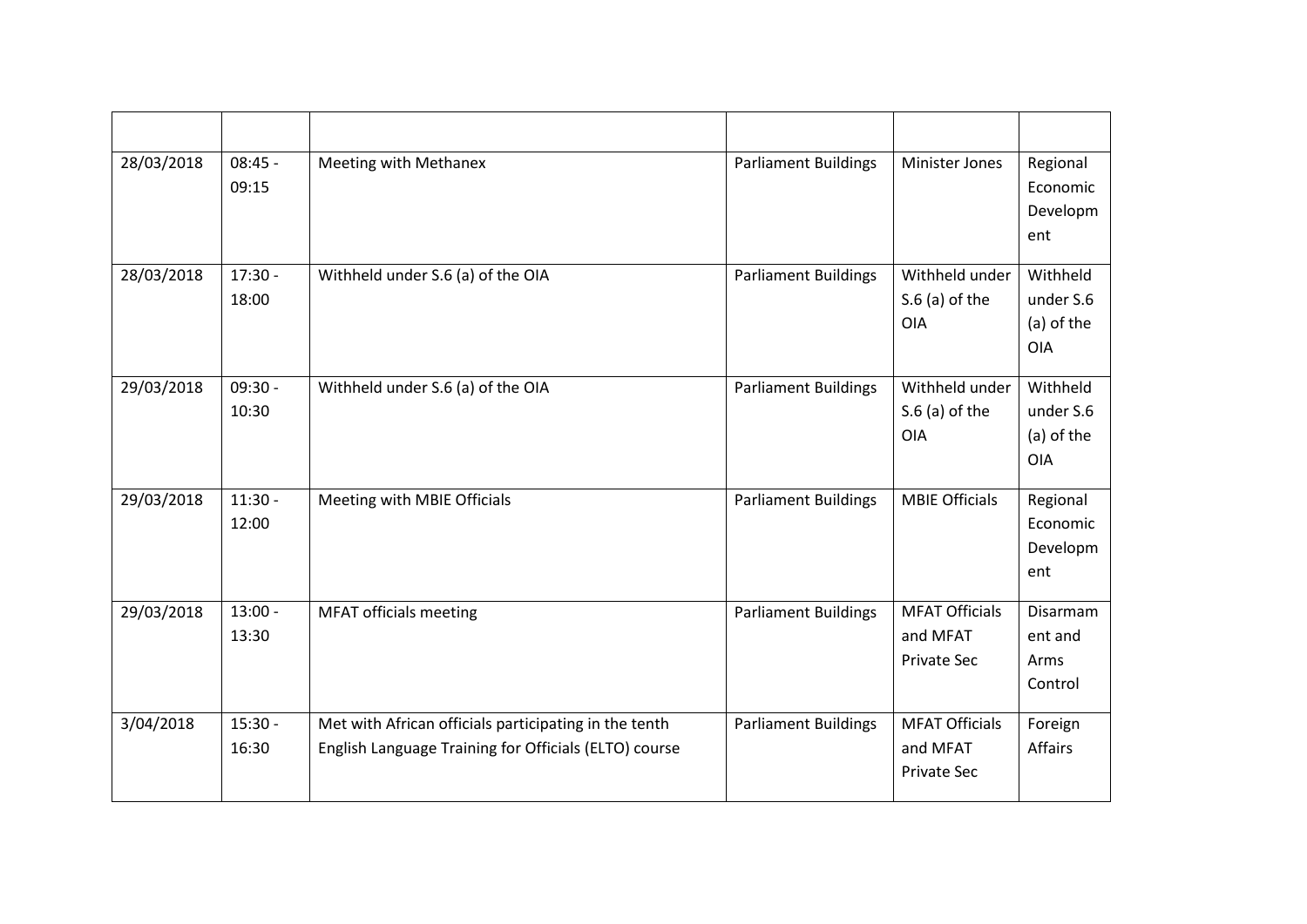| | | | | | |
|---|---|---|---|---|---|
| 28/03/2018 | 08:45 - 09:15 | Meeting with Methanex | Parliament Buildings | Minister Jones | Regional Economic Development |
| 28/03/2018 | 17:30 - 18:00 | Withheld under S.6 (a) of the OIA | Parliament Buildings | Withheld under S.6 (a) of the OIA | Withheld under S.6 (a) of the OIA |
| 29/03/2018 | 09:30 - 10:30 | Withheld under S.6 (a) of the OIA | Parliament Buildings | Withheld under S.6 (a) of the OIA | Withheld under S.6 (a) of the OIA |
| 29/03/2018 | 11:30 - 12:00 | Meeting with MBIE Officials | Parliament Buildings | MBIE Officials | Regional Economic Development |
| 29/03/2018 | 13:00 - 13:30 | MFAT officials meeting | Parliament Buildings | MFAT Officials and MFAT Private Sec | Disarmament and Arms Control |
| 3/04/2018 | 15:30 - 16:30 | Met with African officials participating in the tenth English Language Training for Officials (ELTO) course | Parliament Buildings | MFAT Officials and MFAT Private Sec | Foreign Affairs |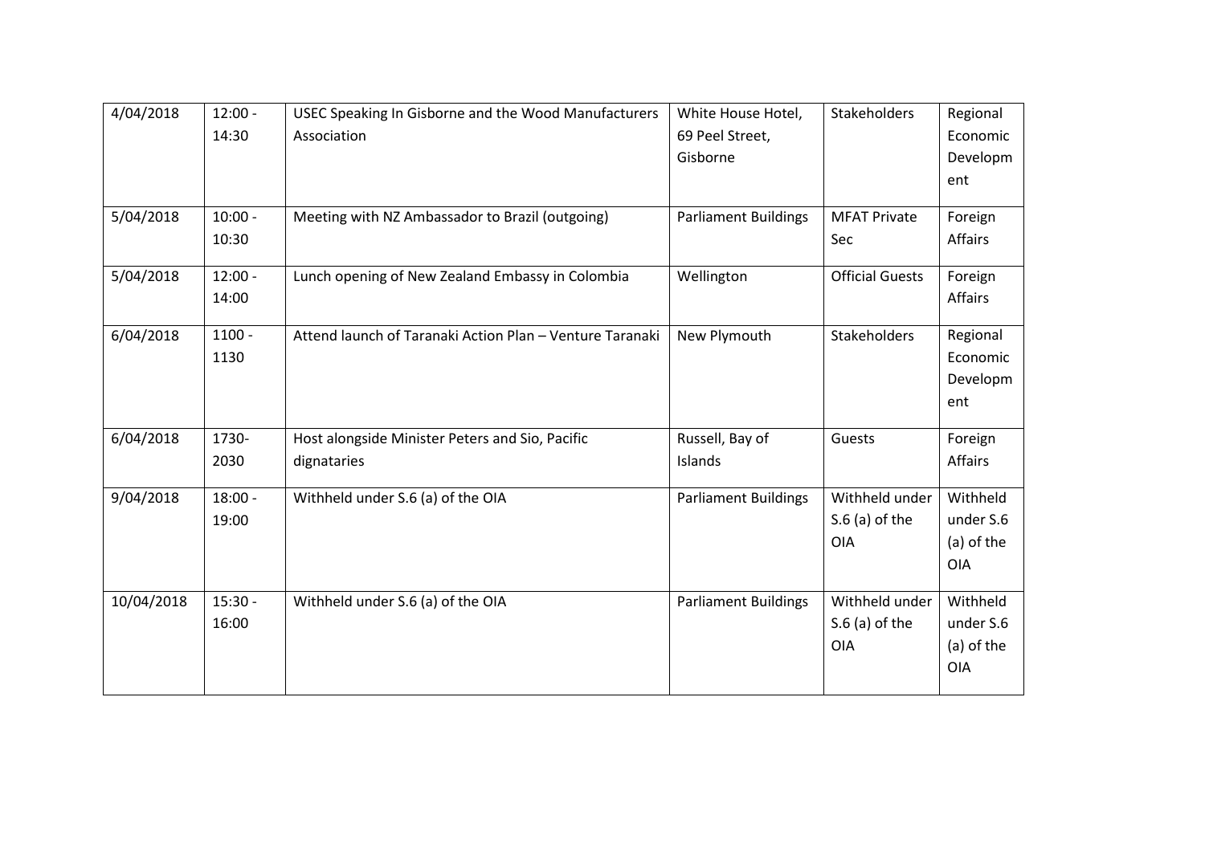| 4/04/2018 | 12:00 - 14:30 | USEC Speaking In Gisborne and the Wood Manufacturers Association | White House Hotel, 69 Peel Street, Gisborne | Stakeholders | Regional Economic Development |
|---|---|---|---|---|---|
| 5/04/2018 | 10:00 - 10:30 | Meeting with NZ Ambassador to Brazil (outgoing) | Parliament Buildings | MFAT Private Sec | Foreign Affairs |
| 5/04/2018 | 12:00 - 14:00 | Lunch opening of New Zealand Embassy in Colombia | Wellington | Official Guests | Foreign Affairs |
| 6/04/2018 | 1100 - 1130 | Attend launch of Taranaki Action Plan – Venture Taranaki | New Plymouth | Stakeholders | Regional Economic Development |
| 6/04/2018 | 1730- 2030 | Host alongside Minister Peters and Sio, Pacific dignataries | Russell, Bay of Islands | Guests | Foreign Affairs |
| 9/04/2018 | 18:00 - 19:00 | Withheld under S.6 (a) of the OIA | Parliament Buildings | Withheld under S.6 (a) of the OIA | Withheld under S.6 (a) of the OIA |
| 10/04/2018 | 15:30 - 16:00 | Withheld under S.6 (a) of the OIA | Parliament Buildings | Withheld under S.6 (a) of the OIA | Withheld under S.6 (a) of the OIA |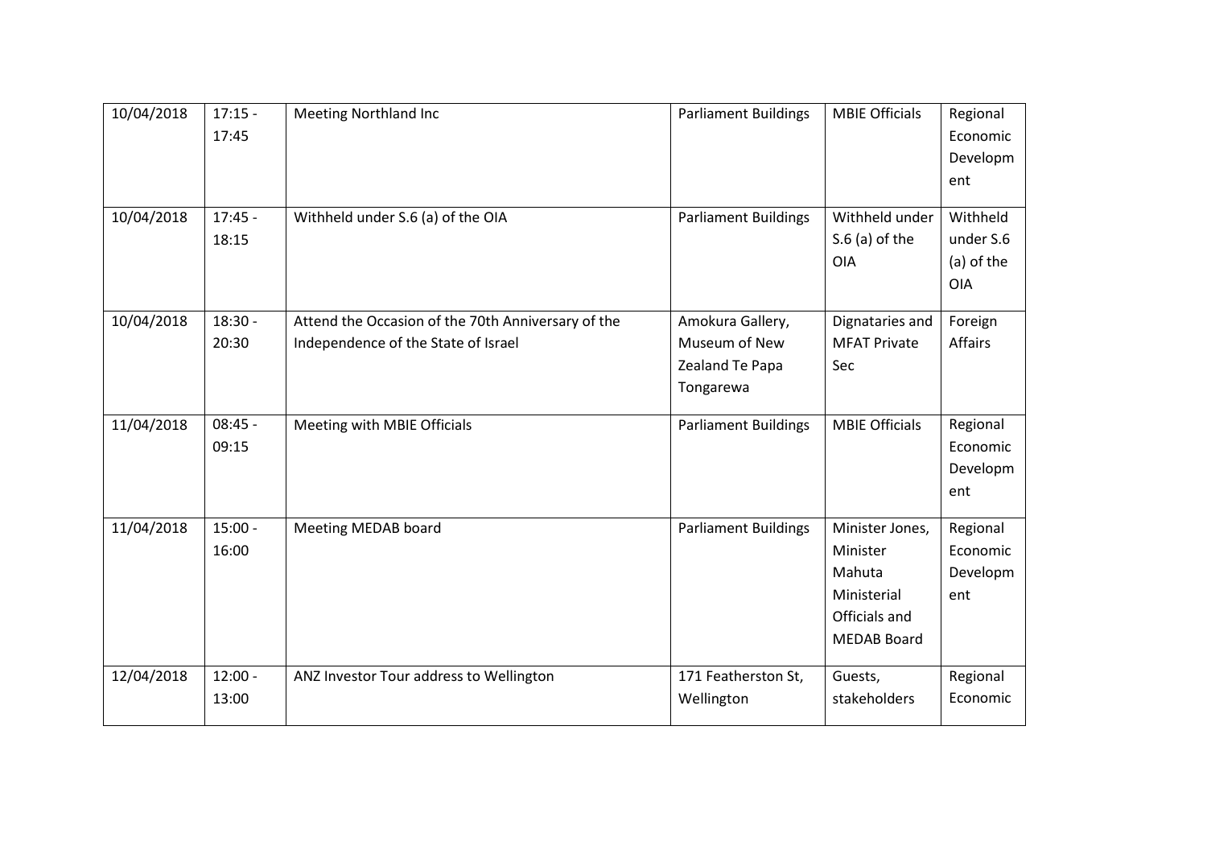| 10/04/2018 | 17:15 - 17:45 | Meeting Northland Inc | Parliament Buildings | MBIE Officials | Regional Economic Development |
|---|---|---|---|---|---|
| 10/04/2018 | 17:45 - 18:15 | Withheld under S.6 (a) of the OIA | Parliament Buildings | Withheld under S.6 (a) of the OIA | Withheld under S.6 (a) of the OIA |
| 10/04/2018 | 18:30 - 20:30 | Attend the Occasion of the 70th Anniversary of the Independence of the State of Israel | Amokura Gallery, Museum of New Zealand Te Papa Tongarewa | Dignataries and MFAT Private Sec | Foreign Affairs |
| 11/04/2018 | 08:45 - 09:15 | Meeting with MBIE Officials | Parliament Buildings | MBIE Officials | Regional Economic Development |
| 11/04/2018 | 15:00 - 16:00 | Meeting MEDAB board | Parliament Buildings | Minister Jones, Minister Mahuta Ministerial Officials and MEDAB Board | Regional Economic Development |
| 12/04/2018 | 12:00 - 13:00 | ANZ Investor Tour address to Wellington | 171 Featherston St, Wellington | Guests, stakeholders | Regional Economic |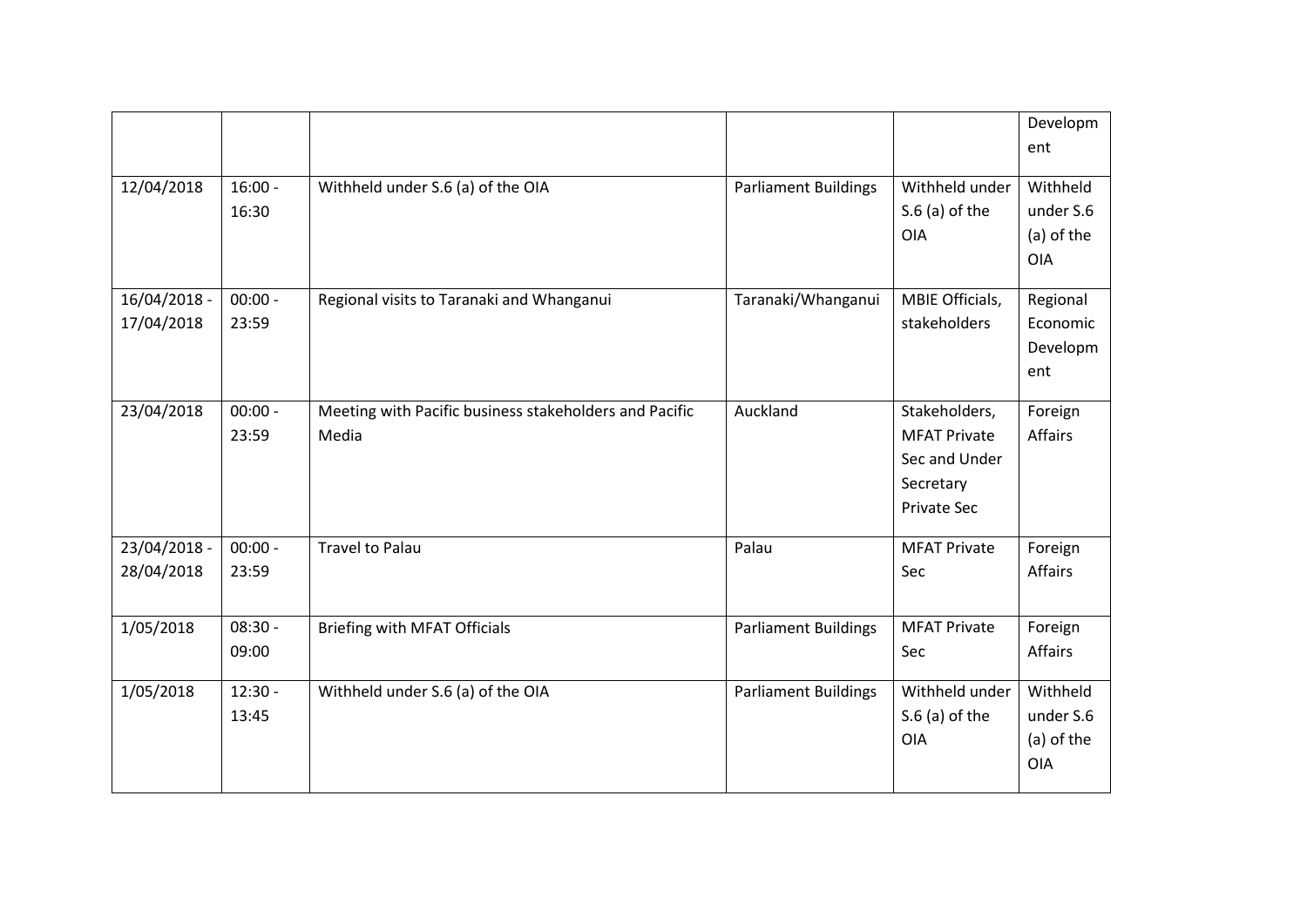| | | | | | |
|---|---|---|---|---|---|
| | | | | | Development |
| 12/04/2018 | 16:00 - 16:30 | Withheld under S.6 (a) of the OIA | Parliament Buildings | Withheld under S.6 (a) of the OIA | Withheld under S.6 (a) of the OIA |
| 16/04/2018 - 17/04/2018 | 00:00 - 23:59 | Regional visits to Taranaki and Whanganui | Taranaki/Whanganui | MBIE Officials, stakeholders | Regional Economic Development |
| 23/04/2018 | 00:00 - 23:59 | Meeting with Pacific business stakeholders and Pacific Media | Auckland | Stakeholders, MFAT Private Sec and Under Secretary Private Sec | Foreign Affairs |
| 23/04/2018 - 28/04/2018 | 00:00 - 23:59 | Travel to Palau | Palau | MFAT Private Sec | Foreign Affairs |
| 1/05/2018 | 08:30 - 09:00 | Briefing with MFAT Officials | Parliament Buildings | MFAT Private Sec | Foreign Affairs |
| 1/05/2018 | 12:30 - 13:45 | Withheld under S.6 (a) of the OIA | Parliament Buildings | Withheld under S.6 (a) of the OIA | Withheld under S.6 (a) of the OIA |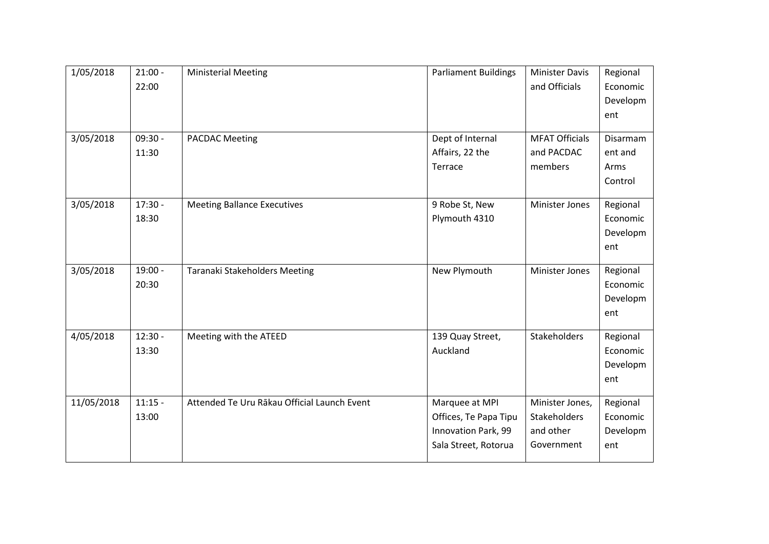| 1/05/2018 | 21:00 - 22:00 | Ministerial Meeting | Parliament Buildings | Minister Davis and Officials | Regional Economic Development |
|---|---|---|---|---|---|
| 3/05/2018 | 09:30 - 11:30 | PACDAC Meeting | Dept of Internal Affairs, 22 the Terrace | MFAT Officials and PACDAC members | Disarmament and Arms Control |
| 3/05/2018 | 17:30 - 18:30 | Meeting Ballance Executives | 9 Robe St, New Plymouth 4310 | Minister Jones | Regional Economic Development |
| 3/05/2018 | 19:00 - 20:30 | Taranaki Stakeholders Meeting | New Plymouth | Minister Jones | Regional Economic Development |
| 4/05/2018 | 12:30 - 13:30 | Meeting with the ATEED | 139 Quay Street, Auckland | Stakeholders | Regional Economic Development |
| 11/05/2018 | 11:15 - 13:00 | Attended Te Uru Rākau Official Launch Event | Marquee at MPI Offices, Te Papa Tipu Innovation Park, 99 Sala Street, Rotorua | Minister Jones, Stakeholders and other Government | Regional Economic Development |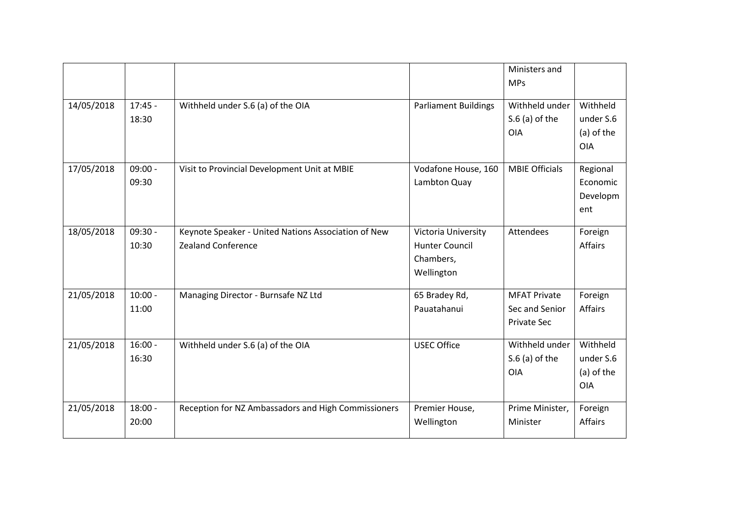| | | | | Ministers and MPs | |
|---|---|---|---|---|---|
| 14/05/2018 | 17:45 - 18:30 | Withheld under S.6 (a) of the OIA | Parliament Buildings | Withheld under S.6 (a) of the OIA | Withheld under S.6 (a) of the OIA |
| 17/05/2018 | 09:00 - 09:30 | Visit to Provincial Development Unit at MBIE | Vodafone House, 160 Lambton Quay | MBIE Officials | Regional Economic Development |
| 18/05/2018 | 09:30 - 10:30 | Keynote Speaker - United Nations Association of New Zealand Conference | Victoria University Hunter Council Chambers, Wellington | Attendees | Foreign Affairs |
| 21/05/2018 | 10:00 - 11:00 | Managing Director - Burnsafe NZ Ltd | 65 Bradey Rd, Pauatahanui | MFAT Private Sec and Senior Private Sec | Foreign Affairs |
| 21/05/2018 | 16:00 - 16:30 | Withheld under S.6 (a) of the OIA | USEC Office | Withheld under S.6 (a) of the OIA | Withheld under S.6 (a) of the OIA |
| 21/05/2018 | 18:00 - 20:00 | Reception for NZ Ambassadors and High Commissioners | Premier House, Wellington | Prime Minister, Minister | Foreign Affairs |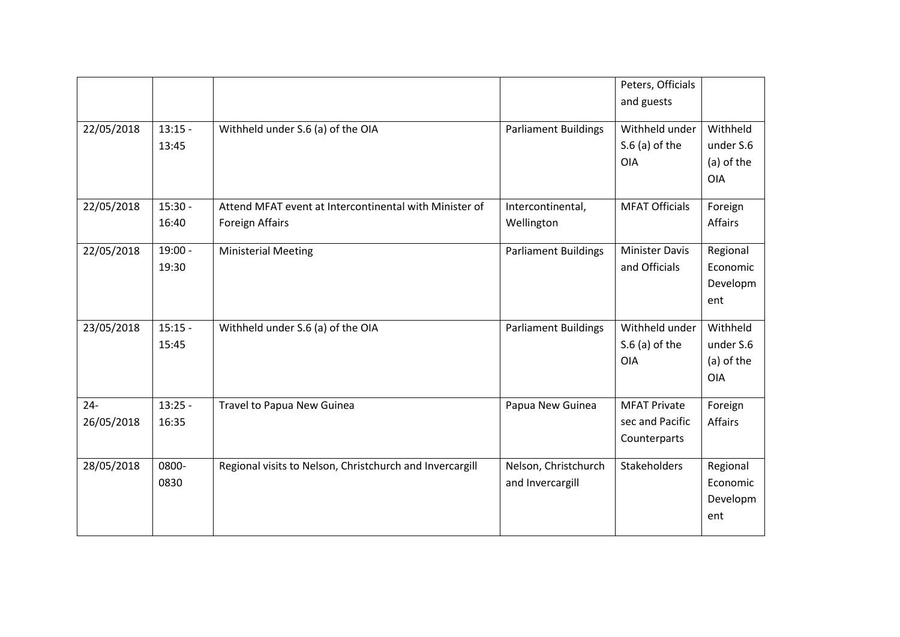| | | | | Peters, Officials and guests | |
|---|---|---|---|---|---|
| 22/05/2018 | 13:15 - 13:45 | Withheld under S.6 (a) of the OIA | Parliament Buildings | Withheld under S.6 (a) of the OIA | Withheld under S.6 (a) of the OIA |
| 22/05/2018 | 15:30 - 16:40 | Attend MFAT event at Intercontinental with Minister of Foreign Affairs | Intercontinental, Wellington | MFAT Officials | Foreign Affairs |
| 22/05/2018 | 19:00 - 19:30 | Ministerial Meeting | Parliament Buildings | Minister Davis and Officials | Regional Economic Development |
| 23/05/2018 | 15:15 - 15:45 | Withheld under S.6 (a) of the OIA | Parliament Buildings | Withheld under S.6 (a) of the OIA | Withheld under S.6 (a) of the OIA |
| 24-26/05/2018 | 13:25 - 16:35 | Travel to Papua New Guinea | Papua New Guinea | MFAT Private sec and Pacific Counterparts | Foreign Affairs |
| 28/05/2018 | 0800-0830 | Regional visits to Nelson, Christchurch and Invercargill | Nelson, Christchurch and Invercargill | Stakeholders | Regional Economic Development |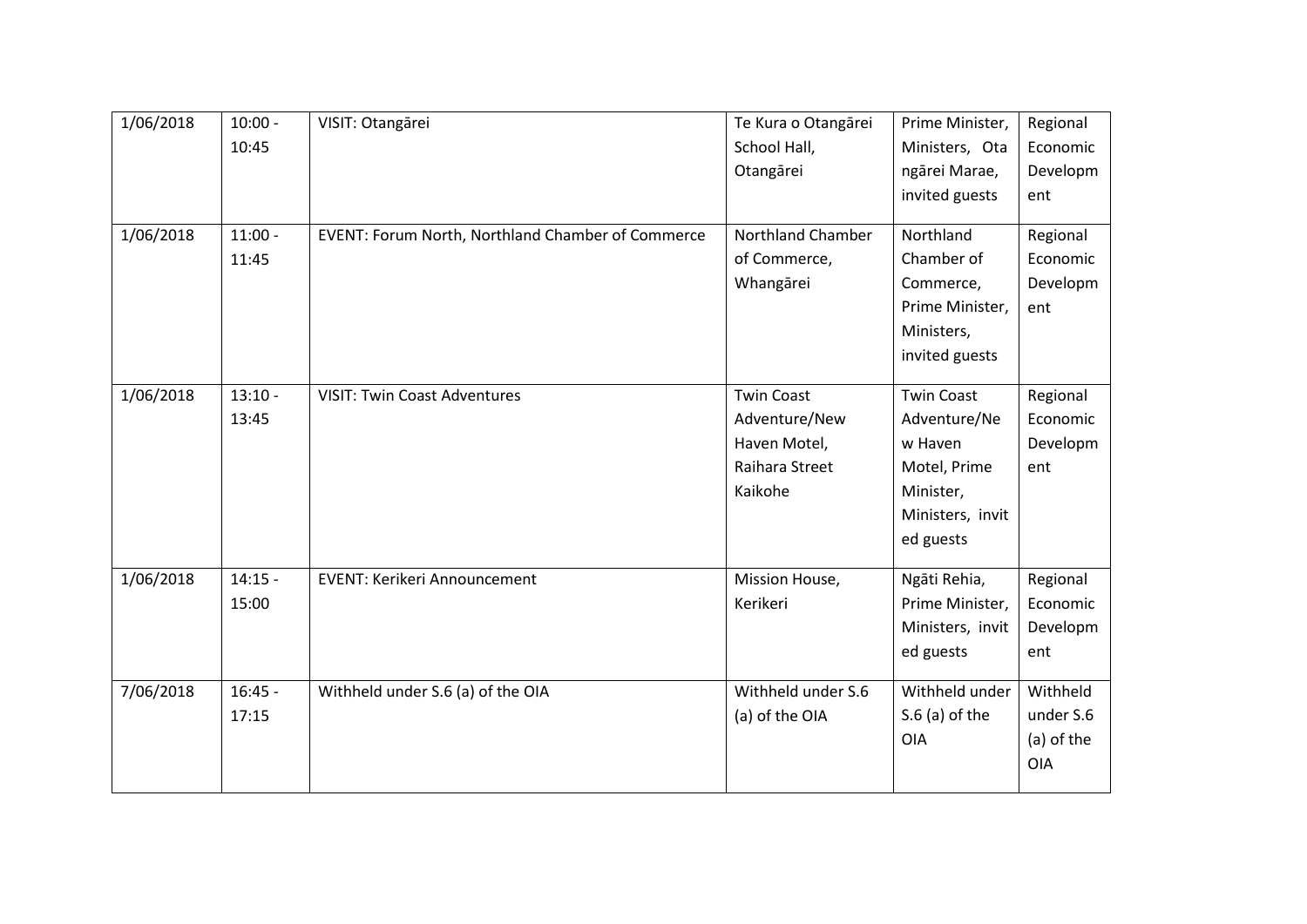| 1/06/2018 | 10:00 - 10:45 | VISIT: Otangārei | Te Kura o Otangārei School Hall, Otangārei | Prime Minister, Ministers, Otangārei Marae, invited guests | Regional Economic Development |
|---|---|---|---|---|---|
| 1/06/2018 | 11:00 - 11:45 | EVENT: Forum North, Northland Chamber of Commerce | Northland Chamber of Commerce, Whangārei | Northland Chamber of Commerce, Prime Minister, Ministers, invited guests | Regional Economic Development |
| 1/06/2018 | 13:10 - 13:45 | VISIT: Twin Coast Adventures | Twin Coast Adventure/New Haven Motel, Raihara Street Kaikohe | Twin Coast Adventure/New Haven Motel, Prime Minister, Ministers, invited guests | Regional Economic Development |
| 1/06/2018 | 14:15 - 15:00 | EVENT: Kerikeri Announcement | Mission House, Kerikeri | Ngāti Rehia, Prime Minister, Ministers, invited guests | Regional Economic Development |
| 7/06/2018 | 16:45 - 17:15 | Withheld under S.6 (a) of the OIA | Withheld under S.6 (a) of the OIA | Withheld under S.6 (a) of the OIA | Withheld under S.6 (a) of the OIA |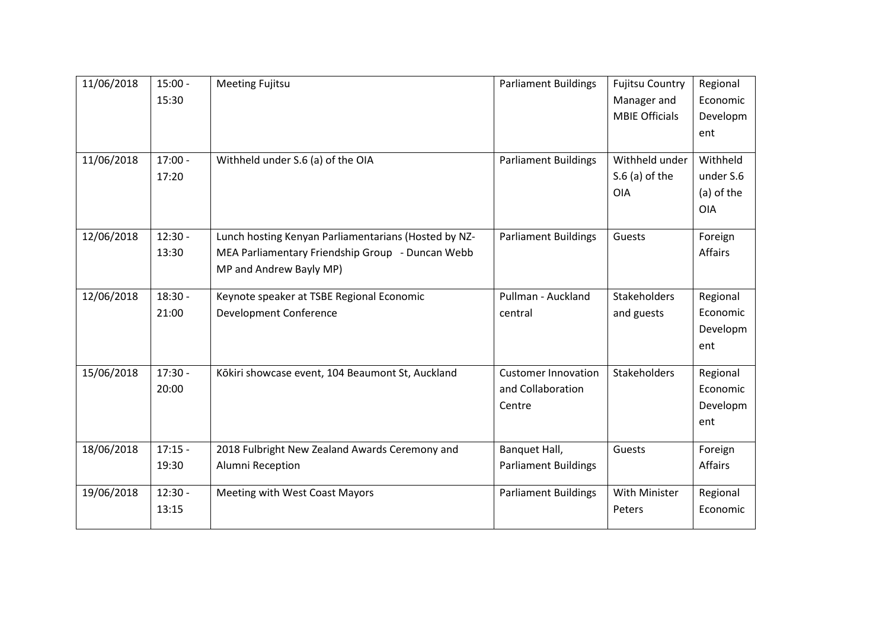| 11/06/2018 | 15:00 - 15:30 | Meeting Fujitsu | Parliament Buildings | Fujitsu Country Manager and MBIE Officials | Regional Economic Development |
|---|---|---|---|---|---|
| 11/06/2018 | 17:00 - 17:20 | Withheld under S.6 (a) of the OIA | Parliament Buildings | Withheld under S.6 (a) of the OIA | Withheld under S.6 (a) of the OIA |
| 12/06/2018 | 12:30 - 13:30 | Lunch hosting Kenyan Parliamentarians (Hosted by NZ-MEA Parliamentary Friendship Group - Duncan Webb MP and Andrew Bayly MP) | Parliament Buildings | Guests | Foreign Affairs |
| 12/06/2018 | 18:30 - 21:00 | Keynote speaker at TSBE Regional Economic Development Conference | Pullman - Auckland central | Stakeholders and guests | Regional Economic Development |
| 15/06/2018 | 17:30 - 20:00 | Kōkiri showcase event, 104 Beaumont St, Auckland | Customer Innovation and Collaboration Centre | Stakeholders | Regional Economic Development |
| 18/06/2018 | 17:15 - 19:30 | 2018 Fulbright New Zealand Awards Ceremony and Alumni Reception | Banquet Hall, Parliament Buildings | Guests | Foreign Affairs |
| 19/06/2018 | 12:30 - 13:15 | Meeting with West Coast Mayors | Parliament Buildings | With Minister Peters | Regional Economic |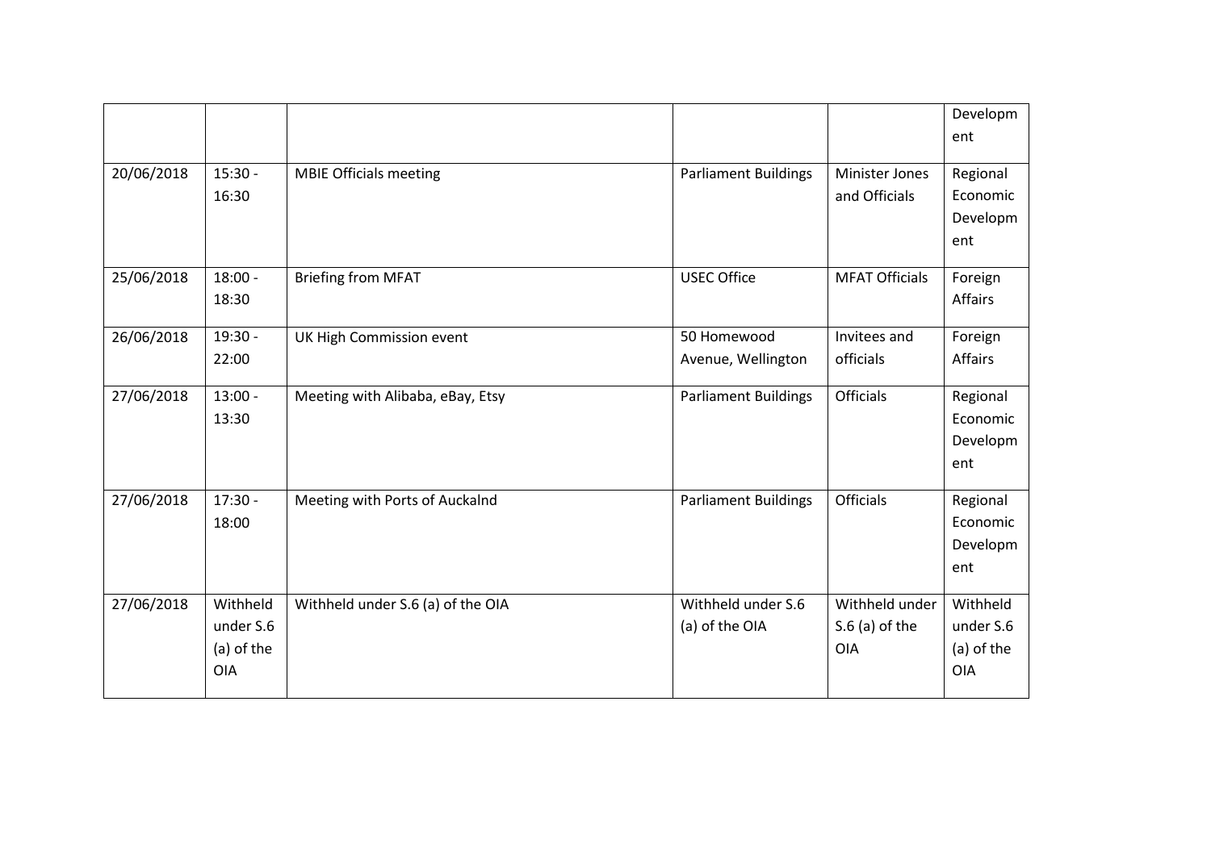| | | | | | |
|---|---|---|---|---|---|
| | | | | | Development |
| 20/06/2018 | 15:30 - 16:30 | MBIE Officials meeting | Parliament Buildings | Minister Jones and Officials | Regional Economic Development |
| 25/06/2018 | 18:00 - 18:30 | Briefing from MFAT | USEC Office | MFAT Officials | Foreign Affairs |
| 26/06/2018 | 19:30 - 22:00 | UK High Commission event | 50 Homewood Avenue, Wellington | Invitees and officials | Foreign Affairs |
| 27/06/2018 | 13:00 - 13:30 | Meeting with Alibaba, eBay, Etsy | Parliament Buildings | Officials | Regional Economic Development |
| 27/06/2018 | 17:30 - 18:00 | Meeting with Ports of Auckalnd | Parliament Buildings | Officials | Regional Economic Development |
| 27/06/2018 | Withheld under S.6 (a) of the OIA | Withheld under S.6 (a) of the OIA | Withheld under S.6 (a) of the OIA | Withheld under S.6 (a) of the OIA | Withheld under S.6 (a) of the OIA |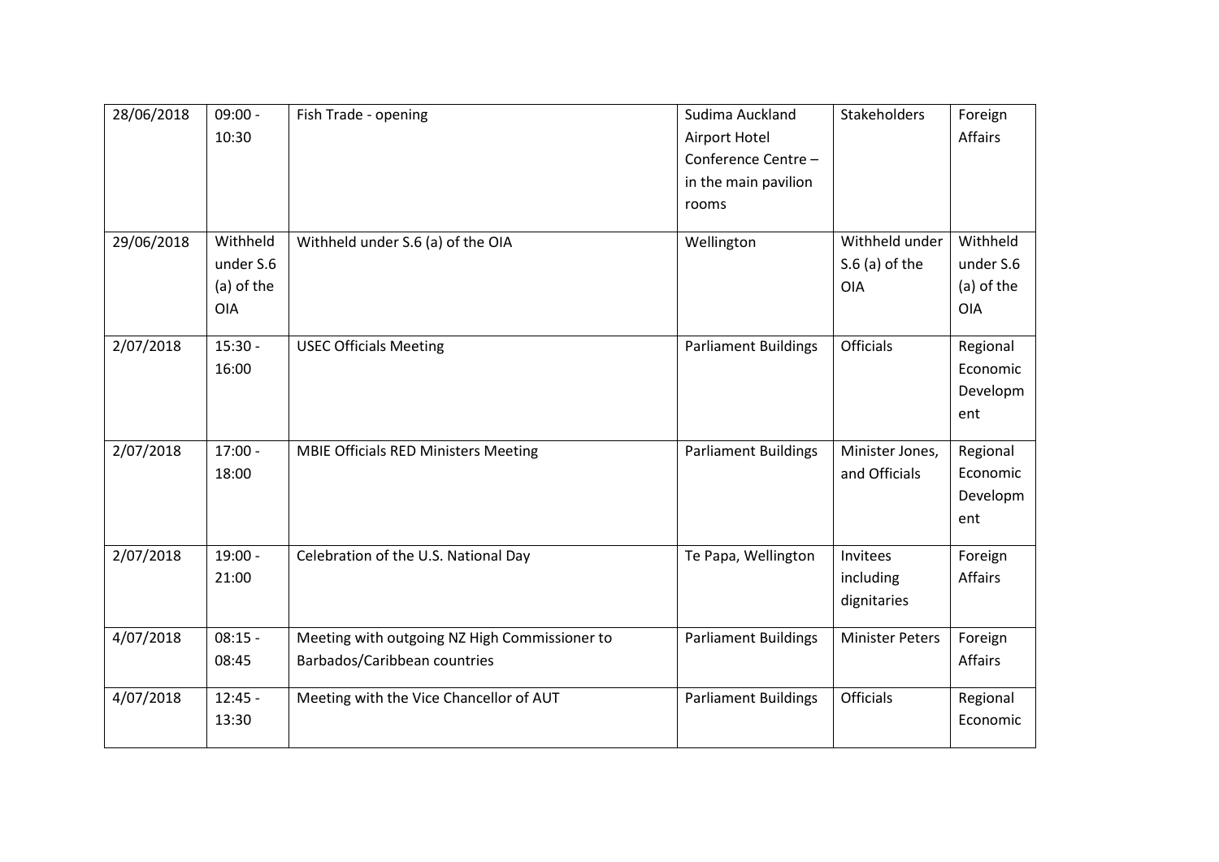| | | | | | |
|---|---|---|---|---|---|
| 28/06/2018 | 09:00 - 10:30 | Fish Trade - opening | Sudima Auckland Airport Hotel Conference Centre – in the main pavilion rooms | Stakeholders | Foreign Affairs |
| 29/06/2018 | Withheld under S.6 (a) of the OIA | Withheld under S.6 (a) of the OIA | Wellington | Withheld under S.6 (a) of the OIA | Withheld under S.6 (a) of the OIA |
| 2/07/2018 | 15:30 - 16:00 | USEC Officials Meeting | Parliament Buildings | Officials | Regional Economic Development |
| 2/07/2018 | 17:00 - 18:00 | MBIE Officials RED Ministers Meeting | Parliament Buildings | Minister Jones, and Officials | Regional Economic Development |
| 2/07/2018 | 19:00 - 21:00 | Celebration of the U.S. National Day | Te Papa, Wellington | Invitees including dignitaries | Foreign Affairs |
| 4/07/2018 | 08:15 - 08:45 | Meeting with outgoing NZ High Commissioner to Barbados/Caribbean countries | Parliament Buildings | Minister Peters | Foreign Affairs |
| 4/07/2018 | 12:45 - 13:30 | Meeting with the Vice Chancellor of AUT | Parliament Buildings | Officials | Regional Economic |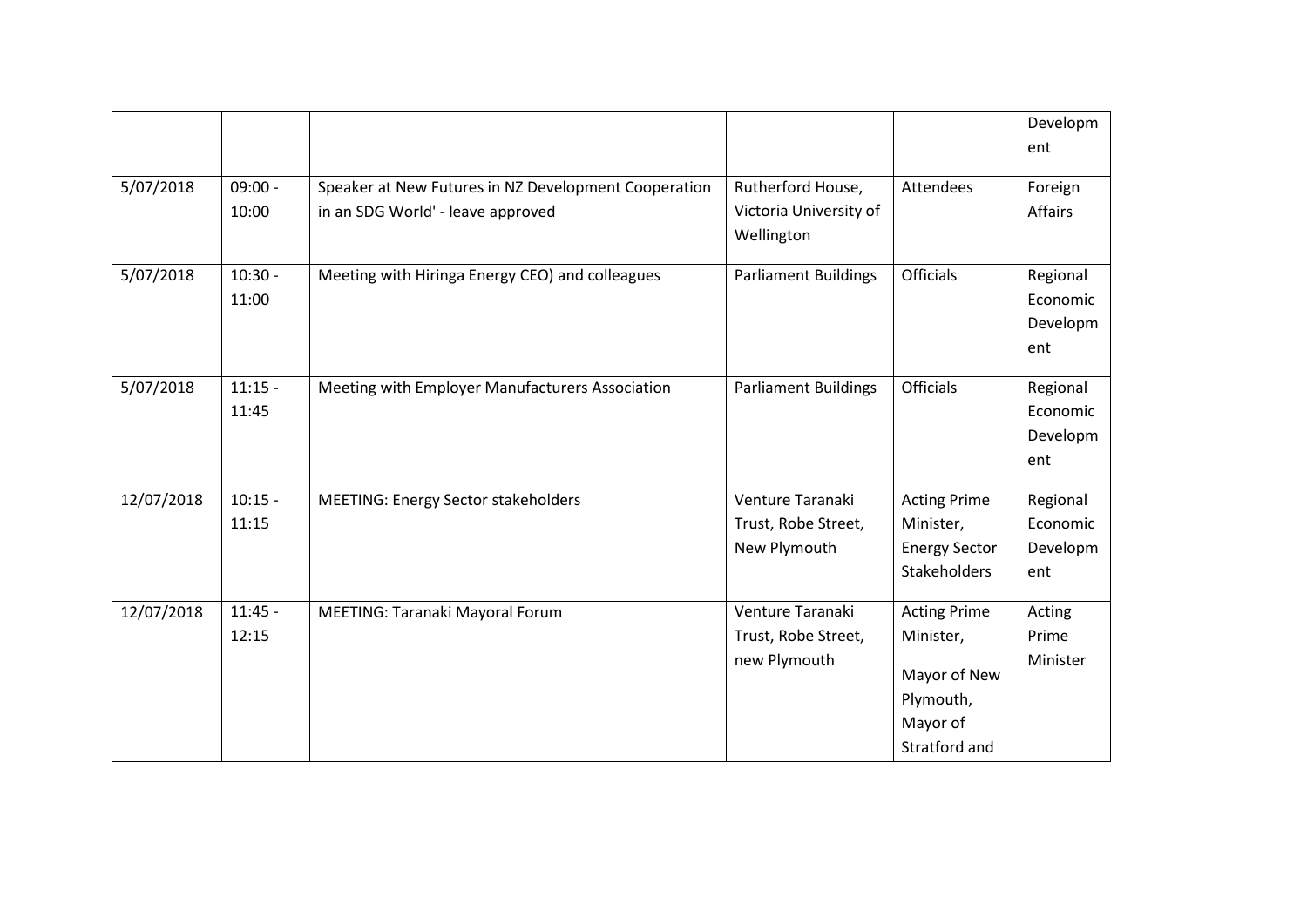| | | | | | |
|---|---|---|---|---|---|
| | | | | | Developm ent |
| 5/07/2018 | 09:00 - 10:00 | Speaker at New Futures in NZ Development Cooperation in an SDG World' - leave approved | Rutherford House, Victoria University of Wellington | Attendees | Foreign Affairs |
| 5/07/2018 | 10:30 - 11:00 | Meeting with Hiringa Energy CEO) and colleagues | Parliament Buildings | Officials | Regional Economic Developm ent |
| 5/07/2018 | 11:15 - 11:45 | Meeting with Employer Manufacturers Association | Parliament Buildings | Officials | Regional Economic Developm ent |
| 12/07/2018 | 10:15 - 11:15 | MEETING: Energy Sector stakeholders | Venture Taranaki Trust, Robe Street, New Plymouth | Acting Prime Minister, Energy Sector Stakeholders | Regional Economic Developm ent |
| 12/07/2018 | 11:45 - 12:15 | MEETING: Taranaki Mayoral Forum | Venture Taranaki Trust, Robe Street, new Plymouth | Acting Prime Minister, Mayor of New Plymouth, Mayor of Stratford and | Acting Prime Minister |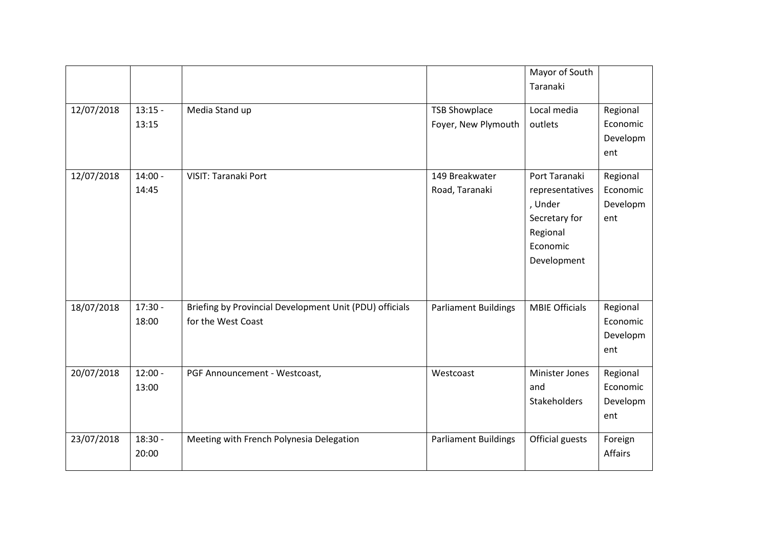| | | | | Mayor of South Taranaki | |
|---|---|---|---|---|---|
| 12/07/2018 | 13:15 - 13:15 | Media Stand up | TSB Showplace Foyer, New Plymouth | Local media outlets | Regional Economic Development |
| 12/07/2018 | 14:00 - 14:45 | VISIT: Taranaki Port | 149 Breakwater Road, Taranaki | Port Taranaki representatives, Under Secretary for Regional Economic Development | Regional Economic Development |
| 18/07/2018 | 17:30 - 18:00 | Briefing by Provincial Development Unit (PDU) officials for the West Coast | Parliament Buildings | MBIE Officials | Regional Economic Development |
| 20/07/2018 | 12:00 - 13:00 | PGF Announcement - Westcoast, | Westcoast | Minister Jones and Stakeholders | Regional Economic Development |
| 23/07/2018 | 18:30 - 20:00 | Meeting with French Polynesia Delegation | Parliament Buildings | Official guests | Foreign Affairs |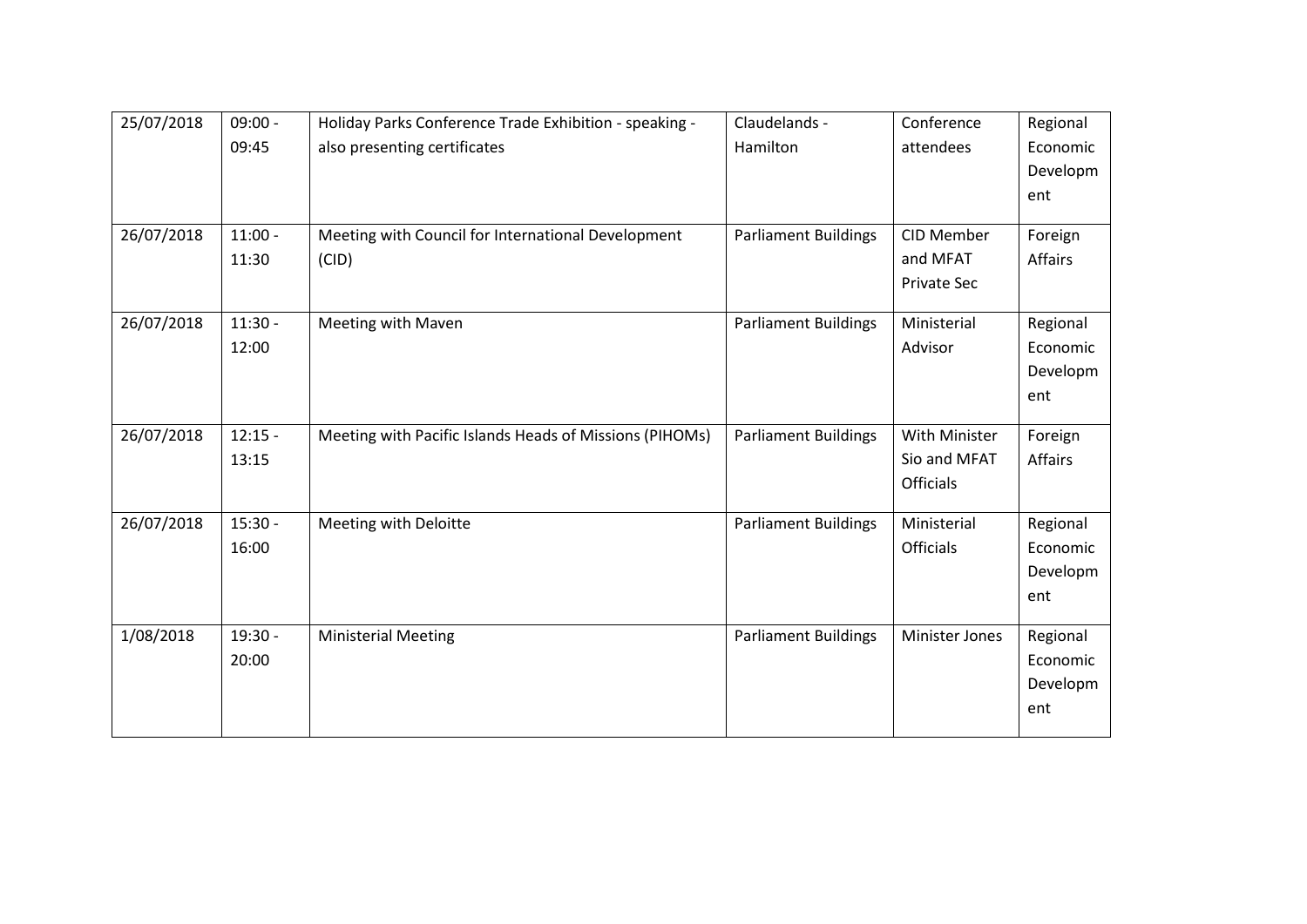| 25/07/2018 | 09:00 - 09:45 | Holiday Parks Conference Trade Exhibition - speaking - also presenting certificates | Claudelands - Hamilton | Conference attendees | Regional Economic Development |
|---|---|---|---|---|---|
| 26/07/2018 | 11:00 - 11:30 | Meeting with Council for International Development (CID) | Parliament Buildings | CID Member and MFAT Private Sec | Foreign Affairs |
| 26/07/2018 | 11:30 - 12:00 | Meeting with Maven | Parliament Buildings | Ministerial Advisor | Regional Economic Development |
| 26/07/2018 | 12:15 - 13:15 | Meeting with Pacific Islands Heads of Missions (PIHOMs) | Parliament Buildings | With Minister Sio and MFAT Officials | Foreign Affairs |
| 26/07/2018 | 15:30 - 16:00 | Meeting with Deloitte | Parliament Buildings | Ministerial Officials | Regional Economic Development |
| 1/08/2018 | 19:30 - 20:00 | Ministerial Meeting | Parliament Buildings | Minister Jones | Regional Economic Development |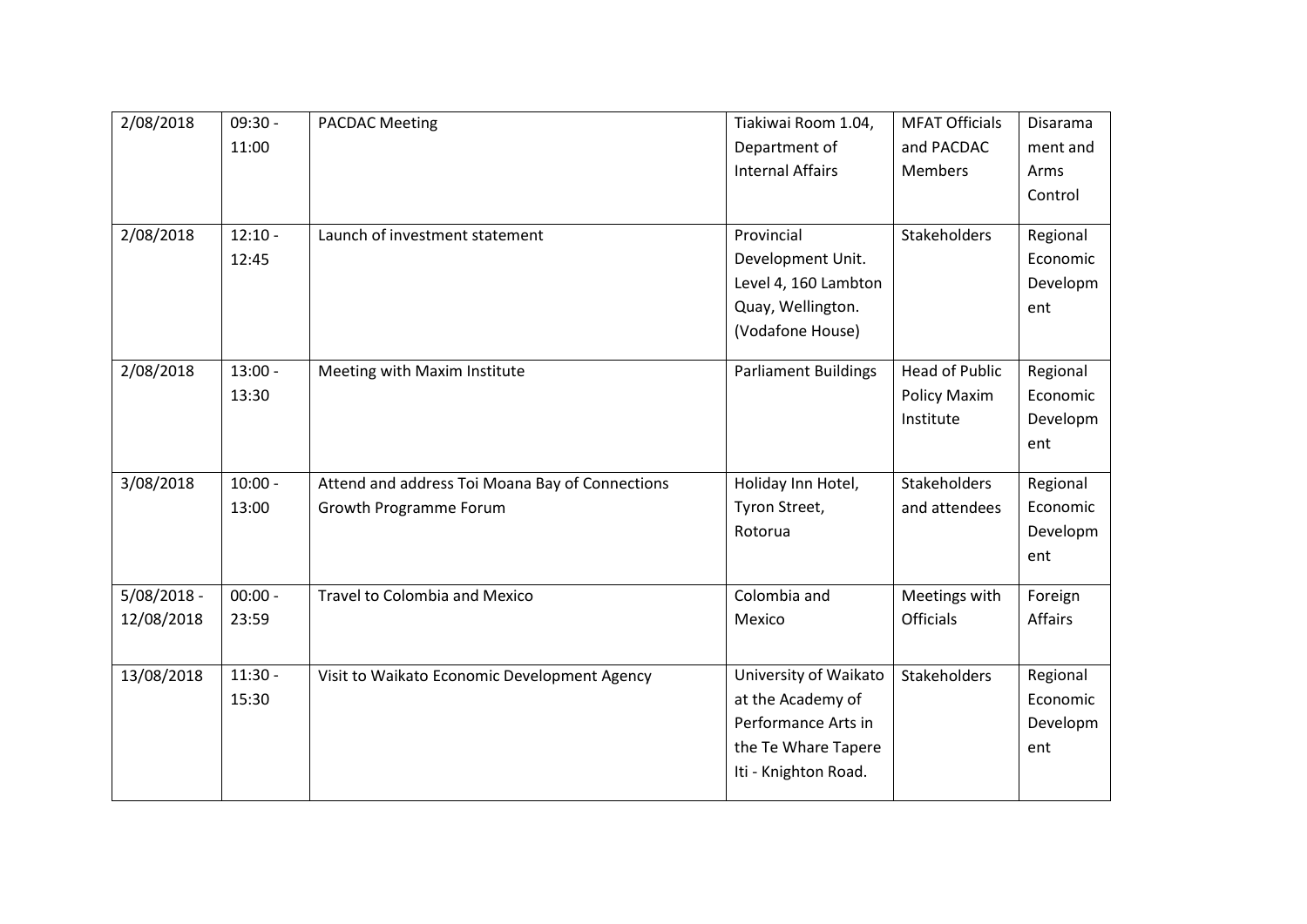| 2/08/2018 | 09:30 - 11:00 | PACDAC Meeting | Tiakiwai Room 1.04, Department of Internal Affairs | MFAT Officials and PACDAC Members | Disarama ment and Arms Control |
|---|---|---|---|---|---|
| 2/08/2018 | 12:10 - 12:45 | Launch of investment statement | Provincial Development Unit. Level 4, 160 Lambton Quay, Wellington. (Vodafone House) | Stakeholders | Regional Economic Developm ent |
| 2/08/2018 | 13:00 - 13:30 | Meeting with Maxim Institute | Parliament Buildings | Head of Public Policy Maxim Institute | Regional Economic Developm ent |
| 3/08/2018 | 10:00 - 13:00 | Attend and address Toi Moana Bay of Connections Growth Programme Forum | Holiday Inn Hotel, Tyron Street, Rotorua | Stakeholders and attendees | Regional Economic Developm ent |
| 5/08/2018 - 12/08/2018 | 00:00 - 23:59 | Travel to Colombia and Mexico | Colombia and Mexico | Meetings with Officials | Foreign Affairs |
| 13/08/2018 | 11:30 - 15:30 | Visit to Waikato Economic Development Agency | University of Waikato at the Academy of Performance Arts in the Te Whare Tapere Iti - Knighton Road. | Stakeholders | Regional Economic Developm ent |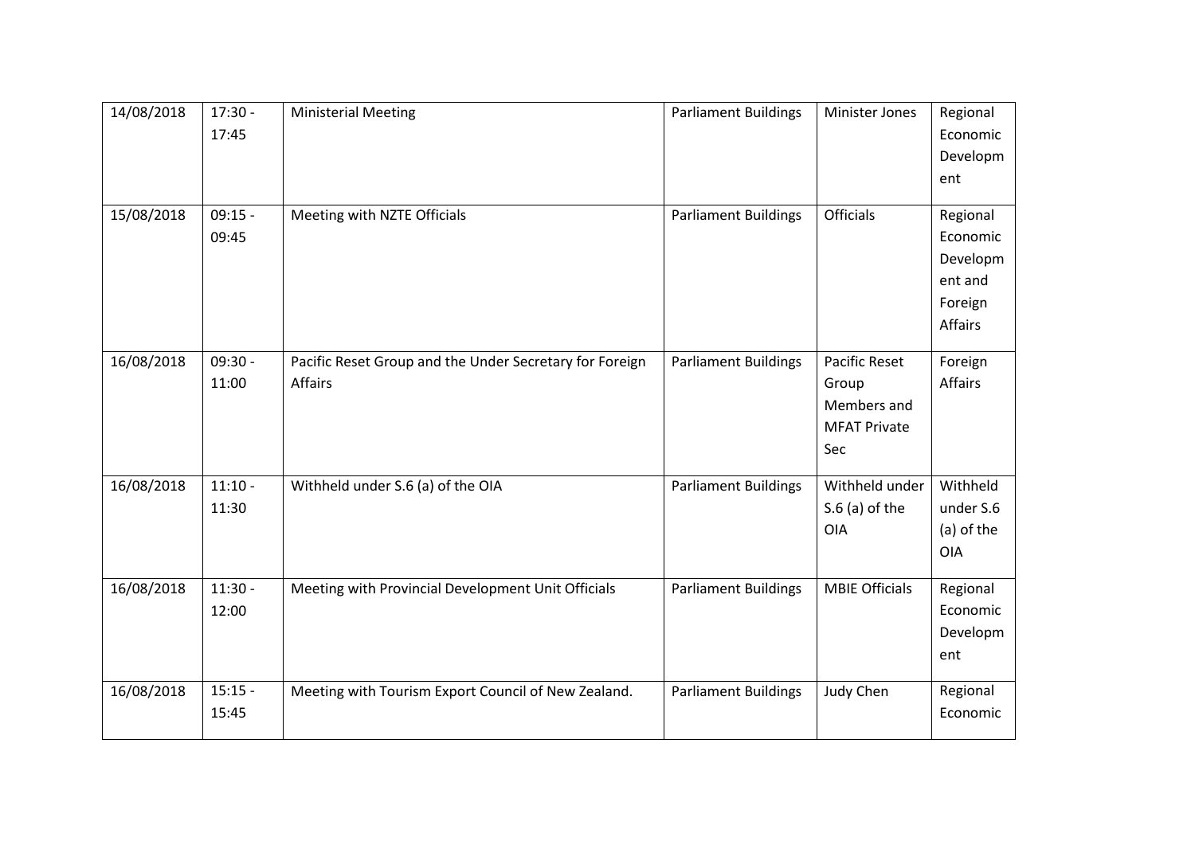| 14/08/2018 | 17:30 - 17:45 | Ministerial Meeting | Parliament Buildings | Minister Jones | Regional Economic Development |
|---|---|---|---|---|---|
| 15/08/2018 | 09:15 - 09:45 | Meeting with NZTE Officials | Parliament Buildings | Officials | Regional Economic Development and Foreign Affairs |
| 16/08/2018 | 09:30 - 11:00 | Pacific Reset Group and the Under Secretary for Foreign Affairs | Parliament Buildings | Pacific Reset Group Members and MFAT Private Sec | Foreign Affairs |
| 16/08/2018 | 11:10 - 11:30 | Withheld under S.6 (a) of the OIA | Parliament Buildings | Withheld under S.6 (a) of the OIA | Withheld under S.6 (a) of the OIA |
| 16/08/2018 | 11:30 - 12:00 | Meeting with Provincial Development Unit Officials | Parliament Buildings | MBIE Officials | Regional Economic Development |
| 16/08/2018 | 15:15 - 15:45 | Meeting with Tourism Export Council of New Zealand. | Parliament Buildings | Judy Chen | Regional Economic |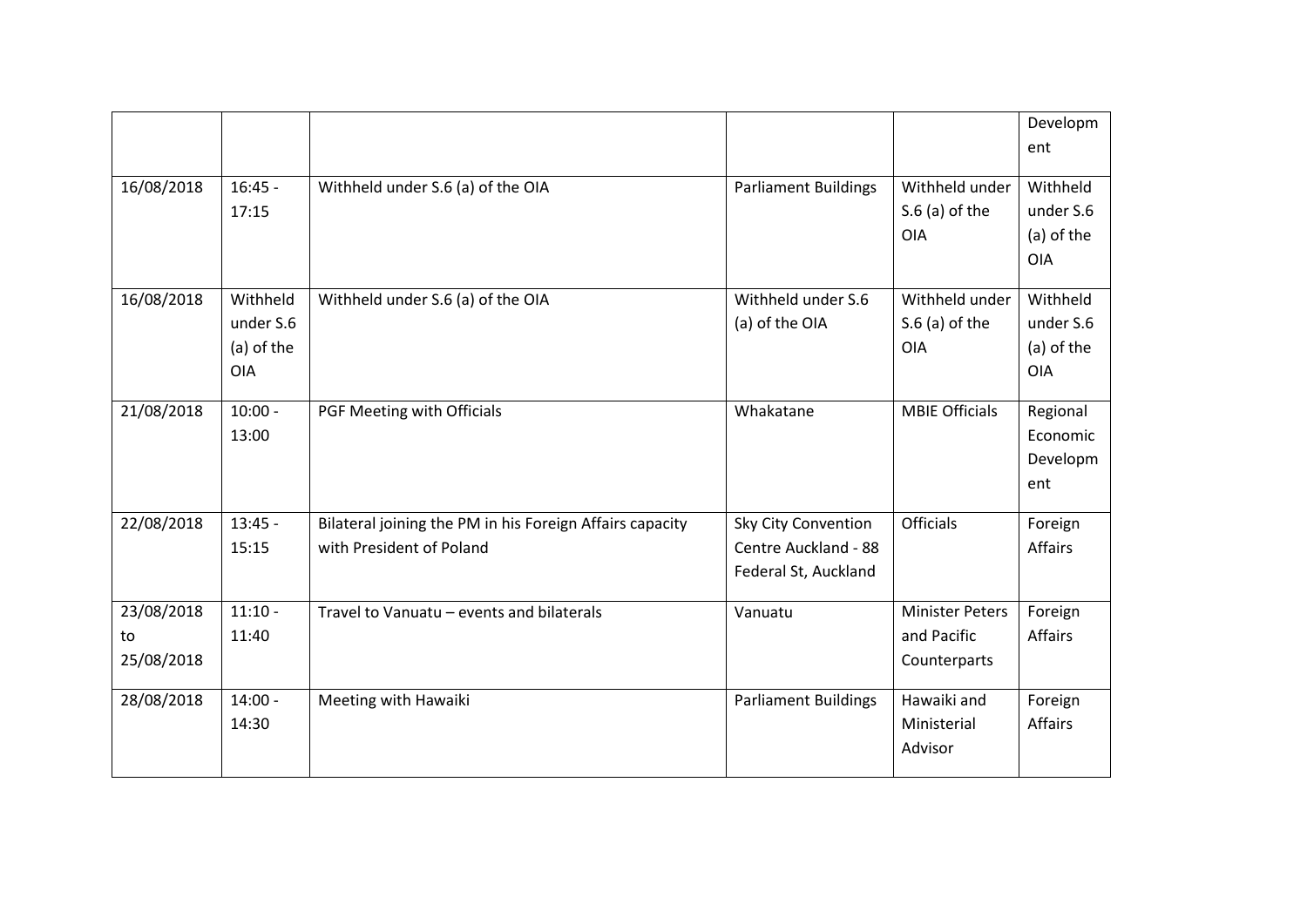| | | | | | |
|---|---|---|---|---|---|
| | | | | | Development |
| 16/08/2018 | 16:45 - 17:15 | Withheld under S.6 (a) of the OIA | Parliament Buildings | Withheld under S.6 (a) of the OIA | Withheld under S.6 (a) of the OIA |
| 16/08/2018 | Withheld under S.6 (a) of the OIA | Withheld under S.6 (a) of the OIA | Withheld under S.6 (a) of the OIA | Withheld under S.6 (a) of the OIA | Withheld under S.6 (a) of the OIA |
| 21/08/2018 | 10:00 - 13:00 | PGF Meeting with Officials | Whakatane | MBIE Officials | Regional Economic Development |
| 22/08/2018 | 13:45 - 15:15 | Bilateral joining the PM in his Foreign Affairs capacity with President of Poland | Sky City Convention Centre Auckland - 88 Federal St, Auckland | Officials | Foreign Affairs |
| 23/08/2018 to 25/08/2018 | 11:10 - 11:40 | Travel to Vanuatu – events and bilaterals | Vanuatu | Minister Peters and Pacific Counterparts | Foreign Affairs |
| 28/08/2018 | 14:00 - 14:30 | Meeting with Hawaiki | Parliament Buildings | Hawaiki and Ministerial Advisor | Foreign Affairs |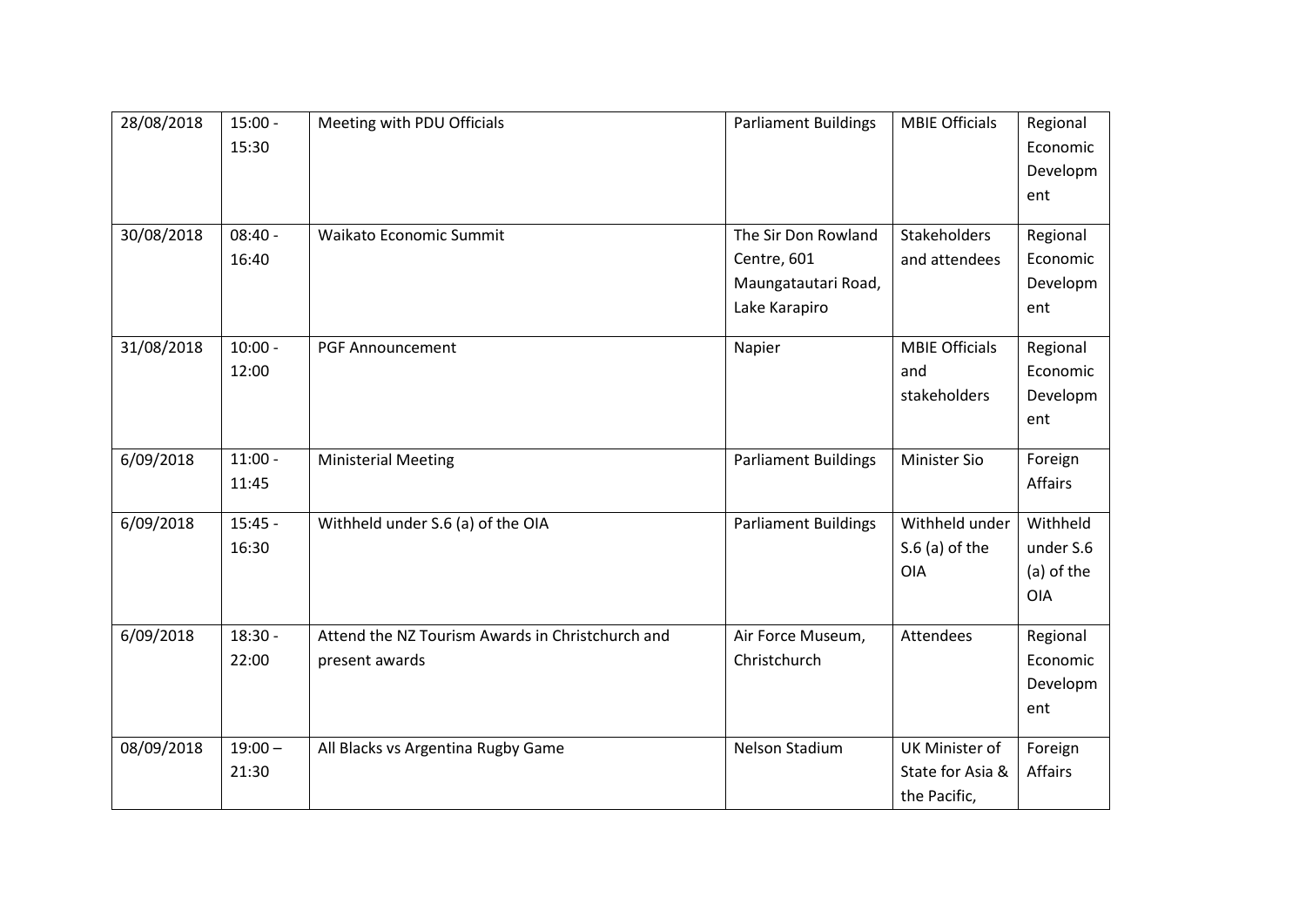| 28/08/2018 | 15:00 - 15:30 | Meeting with PDU Officials | Parliament Buildings | MBIE Officials | Regional Economic Development |
|---|---|---|---|---|---|
| 30/08/2018 | 08:40 - 16:40 | Waikato Economic Summit | The Sir Don Rowland Centre, 601 Maungatautari Road, Lake Karapiro | Stakeholders and attendees | Regional Economic Development |
| 31/08/2018 | 10:00 - 12:00 | PGF Announcement | Napier | MBIE Officials and stakeholders | Regional Economic Development |
| 6/09/2018 | 11:00 - 11:45 | Ministerial Meeting | Parliament Buildings | Minister Sio | Foreign Affairs |
| 6/09/2018 | 15:45 - 16:30 | Withheld under S.6 (a) of the OIA | Parliament Buildings | Withheld under S.6 (a) of the OIA | Withheld under S.6 (a) of the OIA |
| 6/09/2018 | 18:30 - 22:00 | Attend the NZ Tourism Awards in Christchurch and present awards | Air Force Museum, Christchurch | Attendees | Regional Economic Development |
| 08/09/2018 | 19:00 – 21:30 | All Blacks vs Argentina Rugby Game | Nelson Stadium | UK Minister of State for Asia & the Pacific, | Foreign Affairs |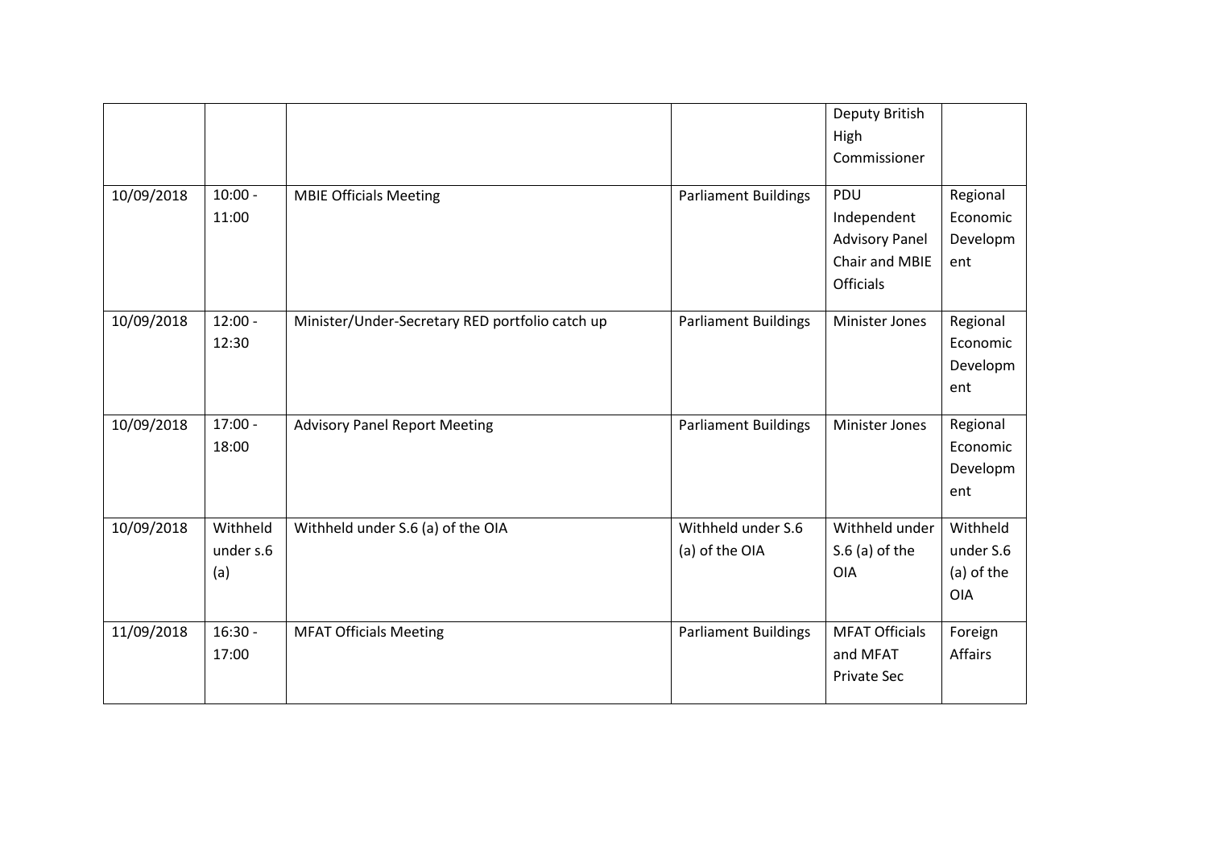| | | | | | |
|---|---|---|---|---|---|
| | | | | Deputy British High Commissioner | |
| 10/09/2018 | 10:00 - 11:00 | MBIE Officials Meeting | Parliament Buildings | PDU Independent Advisory Panel Chair and MBIE Officials | Regional Economic Development |
| 10/09/2018 | 12:00 - 12:30 | Minister/Under-Secretary RED portfolio catch up | Parliament Buildings | Minister Jones | Regional Economic Development |
| 10/09/2018 | 17:00 - 18:00 | Advisory Panel Report Meeting | Parliament Buildings | Minister Jones | Regional Economic Development |
| 10/09/2018 | Withheld under s.6 (a) | Withheld under S.6 (a) of the OIA | Withheld under S.6 (a) of the OIA | Withheld under S.6 (a) of the OIA | Withheld under S.6 (a) of the OIA |
| 11/09/2018 | 16:30 - 17:00 | MFAT Officials Meeting | Parliament Buildings | MFAT Officials and MFAT Private Sec | Foreign Affairs |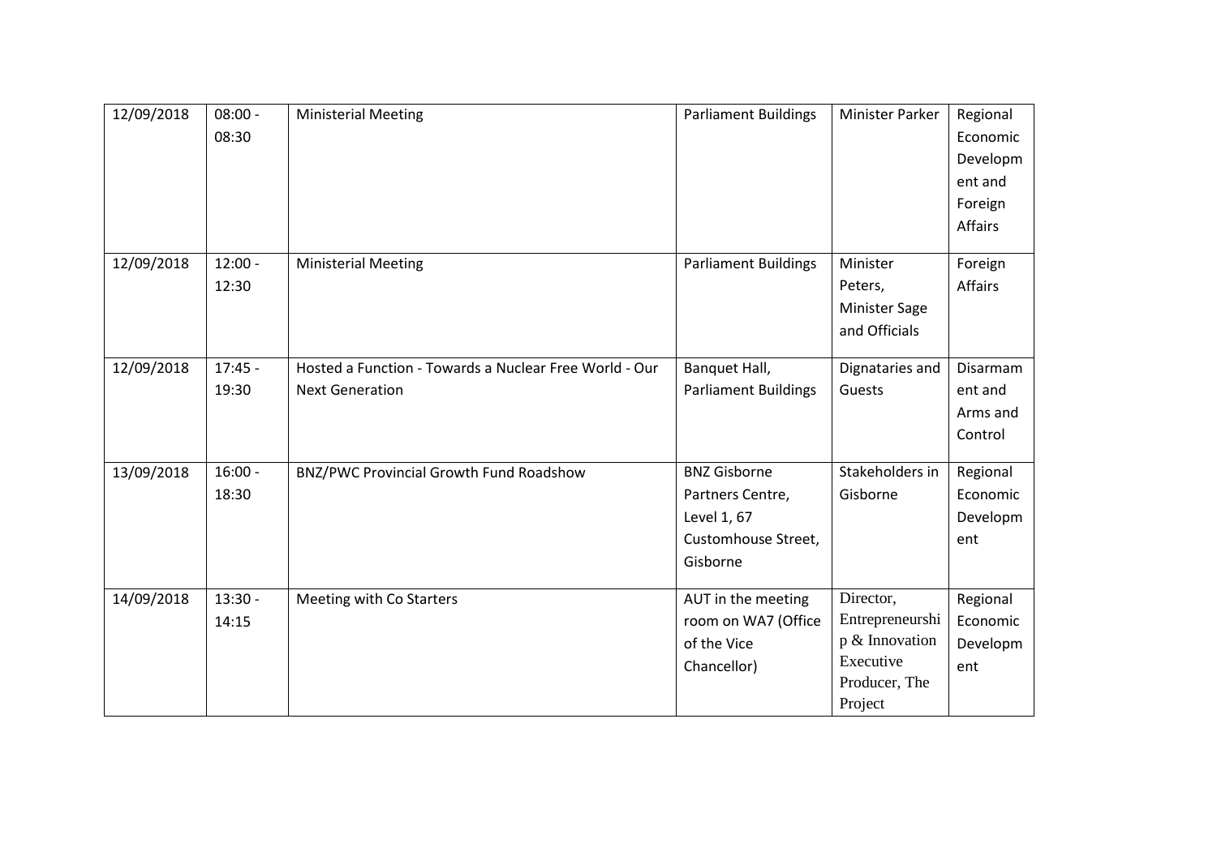| 12/09/2018 | 08:00 - 08:30 | Ministerial Meeting | Parliament Buildings | Minister Parker | Regional Economic Development and Foreign Affairs |
|---|---|---|---|---|---|
| 12/09/2018 | 12:00 - 12:30 | Ministerial Meeting | Parliament Buildings | Minister Peters, Minister Sage and Officials | Foreign Affairs |
| 12/09/2018 | 17:45 - 19:30 | Hosted a Function - Towards a Nuclear Free World - Our Next Generation | Banquet Hall, Parliament Buildings | Dignataries and Guests | Disarmament and Arms and Control |
| 13/09/2018 | 16:00 - 18:30 | BNZ/PWC Provincial Growth Fund Roadshow | BNZ Gisborne Partners Centre, Level 1, 67 Customhouse Street, Gisborne | Stakeholders in Gisborne | Regional Economic Development |
| 14/09/2018 | 13:30 - 14:15 | Meeting with Co Starters | AUT in the meeting room on WA7 (Office of the Vice Chancellor) | Director, Entrepreneurship & Innovation Executive Producer, The Project | Regional Economic Development |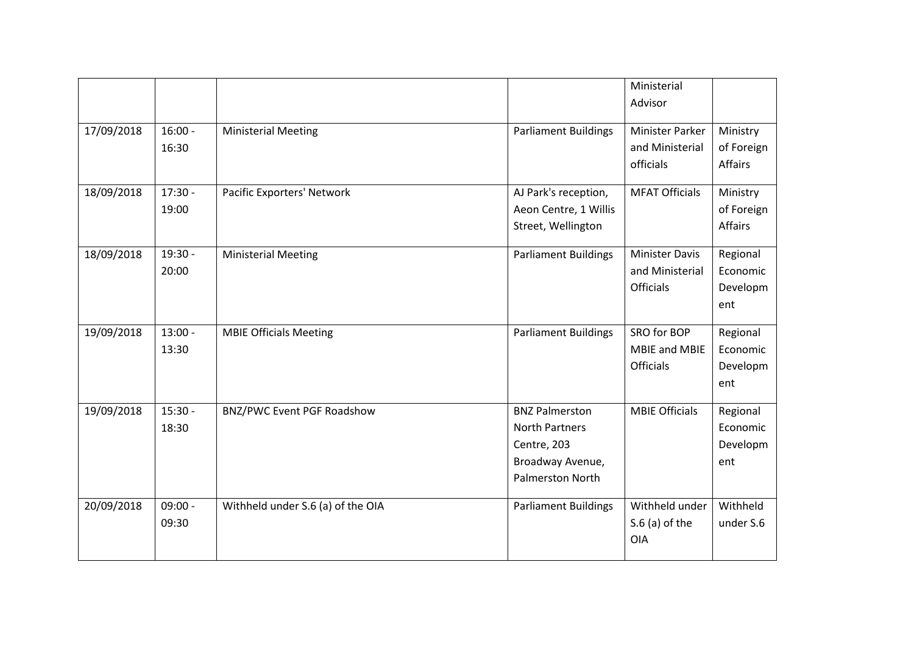| | | | | Ministerial Advisor | |
|---|---|---|---|---|---|
| 17/09/2018 | 16:00 - 16:30 | Ministerial Meeting | Parliament Buildings | Minister Parker and Ministerial officials | Ministry of Foreign Affairs |
| 18/09/2018 | 17:30 - 19:00 | Pacific Exporters' Network | AJ Park's reception, Aeon Centre, 1 Willis Street, Wellington | MFAT Officials | Ministry of Foreign Affairs |
| 18/09/2018 | 19:30 - 20:00 | Ministerial Meeting | Parliament Buildings | Minister Davis and Ministerial Officials | Regional Economic Development |
| 19/09/2018 | 13:00 - 13:30 | MBIE Officials Meeting | Parliament Buildings | SRO for BOP MBIE and MBIE Officials | Regional Economic Development |
| 19/09/2018 | 15:30 - 18:30 | BNZ/PWC Event PGF Roadshow | BNZ Palmerston North Partners Centre, 203 Broadway Avenue, Palmerston North | MBIE Officials | Regional Economic Development |
| 20/09/2018 | 09:00 - 09:30 | Withheld under S.6 (a) of the OIA | Parliament Buildings | Withheld under S.6 (a) of the OIA | Withheld under S.6 |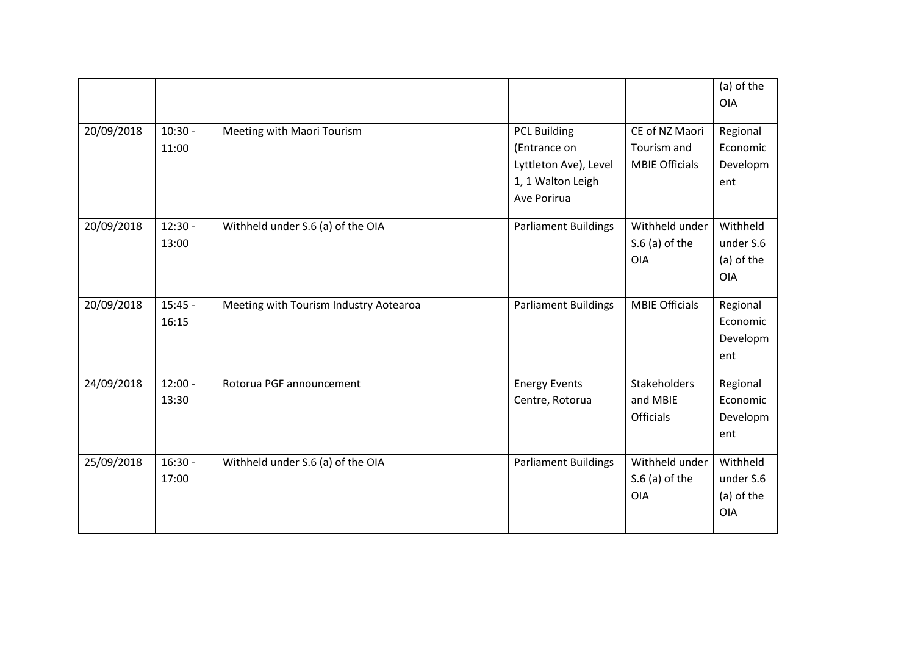|  |  |  |  |  | (a) of the OIA |
|---|---|---|---|---|---|
| 20/09/2018 | 10:30 - 11:00 | Meeting with Maori Tourism | PCL Building (Entrance on Lyttleton Ave), Level 1, 1 Walton Leigh Ave Porirua | CE of NZ Maori Tourism and MBIE Officials | Regional Economic Development |
| 20/09/2018 | 12:30 - 13:00 | Withheld under S.6 (a) of the OIA | Parliament Buildings | Withheld under S.6 (a) of the OIA | Withheld under S.6 (a) of the OIA |
| 20/09/2018 | 15:45 - 16:15 | Meeting with Tourism Industry Aotearoa | Parliament Buildings | MBIE Officials | Regional Economic Development |
| 24/09/2018 | 12:00 - 13:30 | Rotorua PGF announcement | Energy Events Centre, Rotorua | Stakeholders and MBIE Officials | Regional Economic Development |
| 25/09/2018 | 16:30 - 17:00 | Withheld under S.6 (a) of the OIA | Parliament Buildings | Withheld under S.6 (a) of the OIA | Withheld under S.6 (a) of the OIA |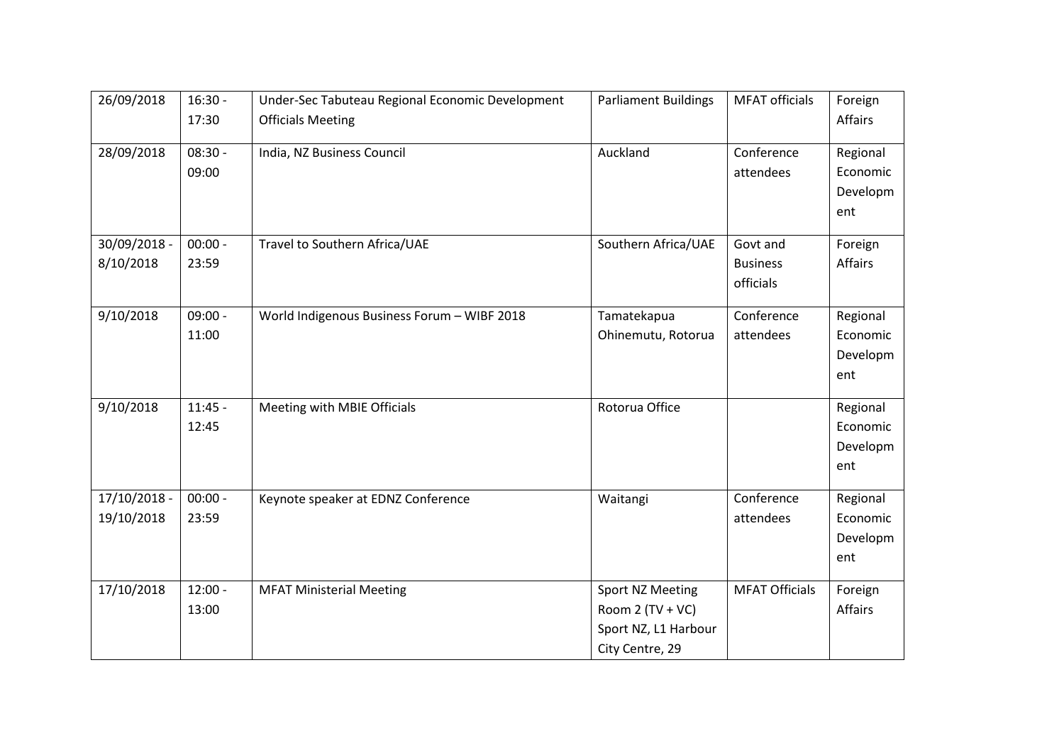| 26/09/2018 | 16:30 - 17:30 | Under-Sec Tabuteau Regional Economic Development Officials Meeting | Parliament Buildings | MFAT officials | Foreign Affairs |
|---|---|---|---|---|---|
| 28/09/2018 | 08:30 - 09:00 | India, NZ Business Council | Auckland | Conference attendees | Regional Economic Development |
| 30/09/2018 - 8/10/2018 | 00:00 - 23:59 | Travel to Southern Africa/UAE | Southern Africa/UAE | Govt and Business officials | Foreign Affairs |
| 9/10/2018 | 09:00 - 11:00 | World Indigenous Business Forum – WIBF 2018 | Tamatekapua Ohinemutu, Rotorua | Conference attendees | Regional Economic Development |
| 9/10/2018 | 11:45 - 12:45 | Meeting with MBIE Officials | Rotorua Office | | Regional Economic Development |
| 17/10/2018 - 19/10/2018 | 00:00 - 23:59 | Keynote speaker at EDNZ Conference | Waitangi | Conference attendees | Regional Economic Development |
| 17/10/2018 | 12:00 - 13:00 | MFAT Ministerial Meeting | Sport NZ Meeting Room 2 (TV + VC) Sport NZ, L1 Harbour City Centre, 29 | MFAT Officials | Foreign Affairs |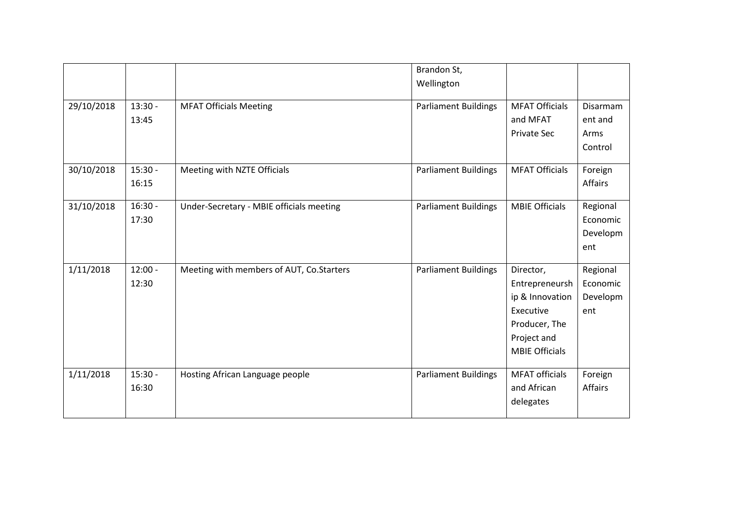|  |  |  | Brandon St, Wellington |  |  |
|---|---|---|---|---|---|
| 29/10/2018 | 13:30 - 13:45 | MFAT Officials Meeting | Parliament Buildings | MFAT Officials and MFAT Private Sec | Disarmament and Arms Control |
| 30/10/2018 | 15:30 - 16:15 | Meeting with NZTE Officials | Parliament Buildings | MFAT Officials | Foreign Affairs |
| 31/10/2018 | 16:30 - 17:30 | Under-Secretary - MBIE officials meeting | Parliament Buildings | MBIE Officials | Regional Economic Development |
| 1/11/2018 | 12:00 - 12:30 | Meeting with members of AUT, Co.Starters | Parliament Buildings | Director, Entrepreneurship & Innovation Executive Producer, The Project and MBIE Officials | Regional Economic Development |
| 1/11/2018 | 15:30 - 16:30 | Hosting African Language people | Parliament Buildings | MFAT officials and African delegates | Foreign Affairs |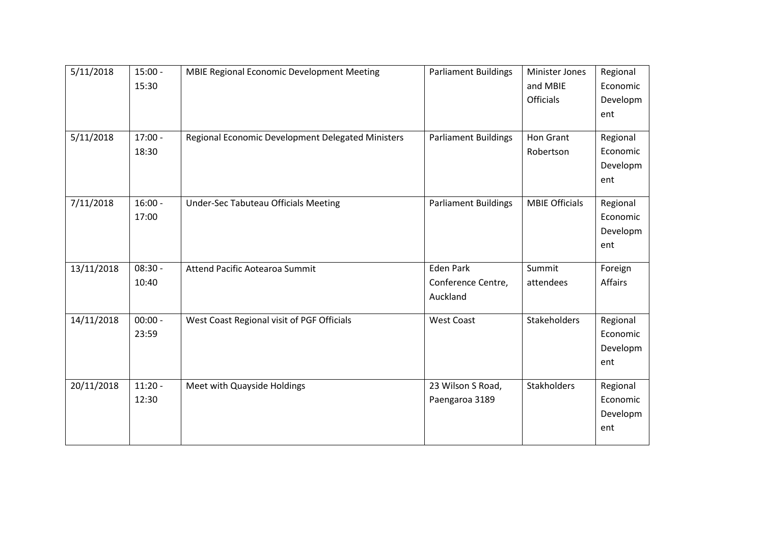| 5/11/2018 | 15:00 - 15:30 | MBIE Regional Economic Development Meeting | Parliament Buildings | Minister Jones and MBIE Officials | Regional Economic Development |
|---|---|---|---|---|---|
| 5/11/2018 | 17:00 - 18:30 | Regional Economic Development Delegated Ministers | Parliament Buildings | Hon Grant Robertson | Regional Economic Development |
| 7/11/2018 | 16:00 - 17:00 | Under-Sec Tabuteau Officials Meeting | Parliament Buildings | MBIE Officials | Regional Economic Development |
| 13/11/2018 | 08:30 - 10:40 | Attend Pacific Aotearoa Summit | Eden Park Conference Centre, Auckland | Summit attendees | Foreign Affairs |
| 14/11/2018 | 00:00 - 23:59 | West Coast Regional visit of PGF Officials | West Coast | Stakeholders | Regional Economic Development |
| 20/11/2018 | 11:20 - 12:30 | Meet with Quayside Holdings | 23 Wilson S Road, Paengaroa 3189 | Stakholders | Regional Economic Development |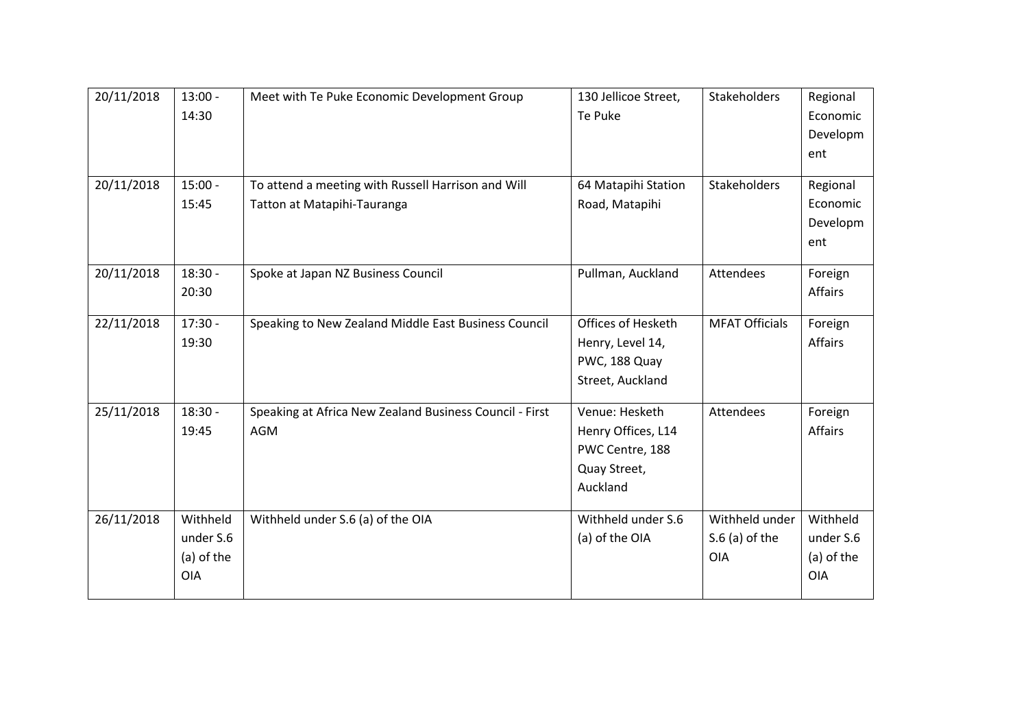| 20/11/2018 | 13:00 - 14:30 | Meet with Te Puke Economic Development Group | 130 Jellicoe Street, Te Puke | Stakeholders | Regional Economic Development |
|---|---|---|---|---|---|
| 20/11/2018 | 15:00 - 15:45 | To attend a meeting with Russell Harrison and Will Tatton at Matapihi-Tauranga | 64 Matapihi Station Road, Matapihi | Stakeholders | Regional Economic Development |
| 20/11/2018 | 18:30 - 20:30 | Spoke at Japan NZ Business Council | Pullman, Auckland | Attendees | Foreign Affairs |
| 22/11/2018 | 17:30 - 19:30 | Speaking to New Zealand Middle East Business Council | Offices of Hesketh Henry, Level 14, PWC, 188 Quay Street, Auckland | MFAT Officials | Foreign Affairs |
| 25/11/2018 | 18:30 - 19:45 | Speaking at Africa New Zealand Business Council - First AGM | Venue: Hesketh Henry Offices, L14 PWC Centre, 188 Quay Street, Auckland | Attendees | Foreign Affairs |
| 26/11/2018 | Withheld under S.6 (a) of the OIA | Withheld under S.6 (a) of the OIA | Withheld under S.6 (a) of the OIA | Withheld under S.6 (a) of the OIA | Withheld under S.6 (a) of the OIA |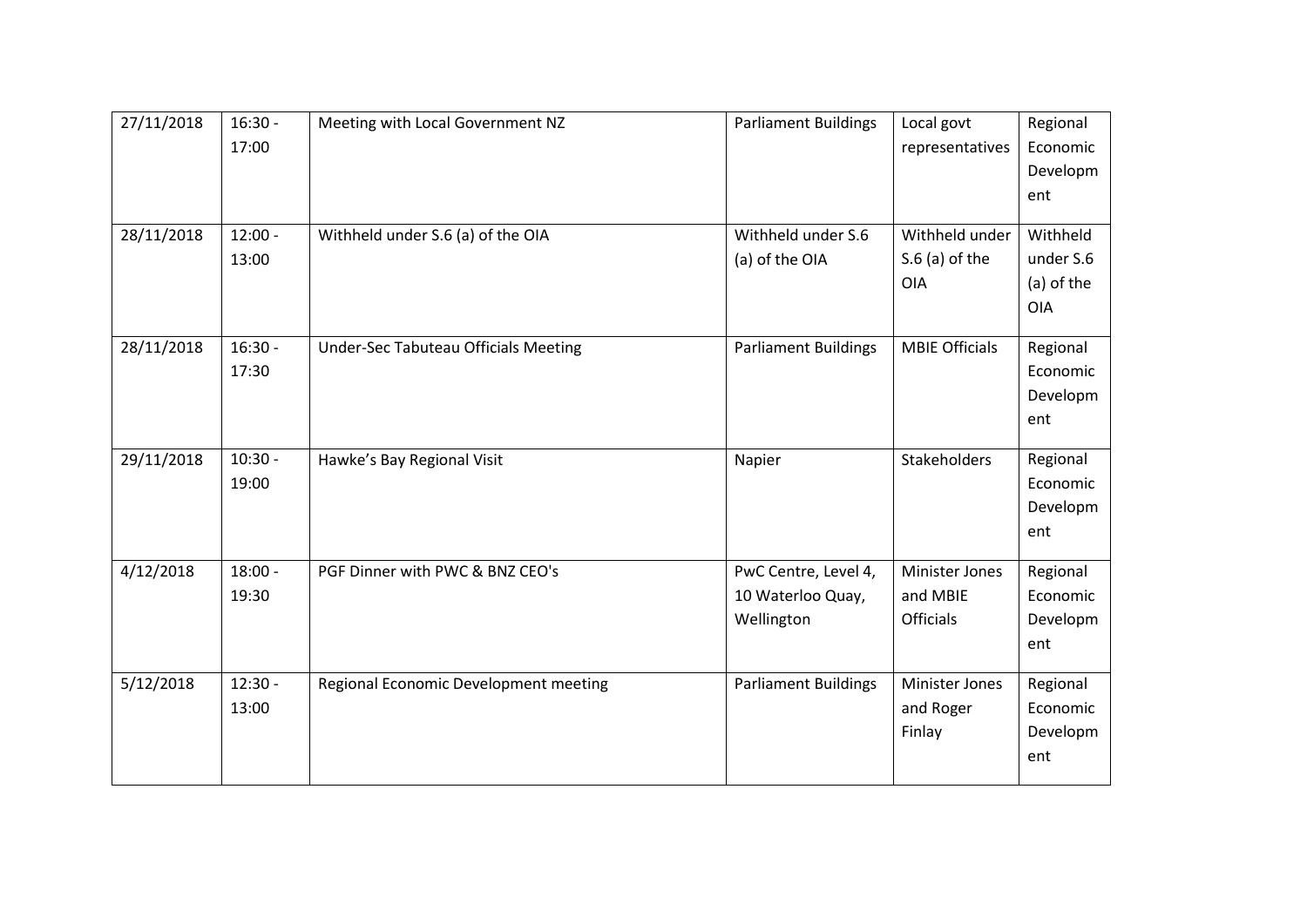| 27/11/2018 | 16:30 - 17:00 | Meeting with Local Government NZ | Parliament Buildings | Local govt representatives | Regional Economic Development |
|---|---|---|---|---|---|
| 28/11/2018 | 12:00 - 13:00 | Withheld under S.6 (a) of the OIA | Withheld under S.6 (a) of the OIA | Withheld under S.6 (a) of the OIA | Withheld under S.6 (a) of the OIA |
| 28/11/2018 | 16:30 - 17:30 | Under-Sec Tabuteau Officials Meeting | Parliament Buildings | MBIE Officials | Regional Economic Development |
| 29/11/2018 | 10:30 - 19:00 | Hawke's Bay Regional Visit | Napier | Stakeholders | Regional Economic Development |
| 4/12/2018 | 18:00 - 19:30 | PGF Dinner with PWC & BNZ CEO's | PwC Centre, Level 4, 10 Waterloo Quay, Wellington | Minister Jones and MBIE Officials | Regional Economic Development |
| 5/12/2018 | 12:30 - 13:00 | Regional Economic Development meeting | Parliament Buildings | Minister Jones and Roger Finlay | Regional Economic Development |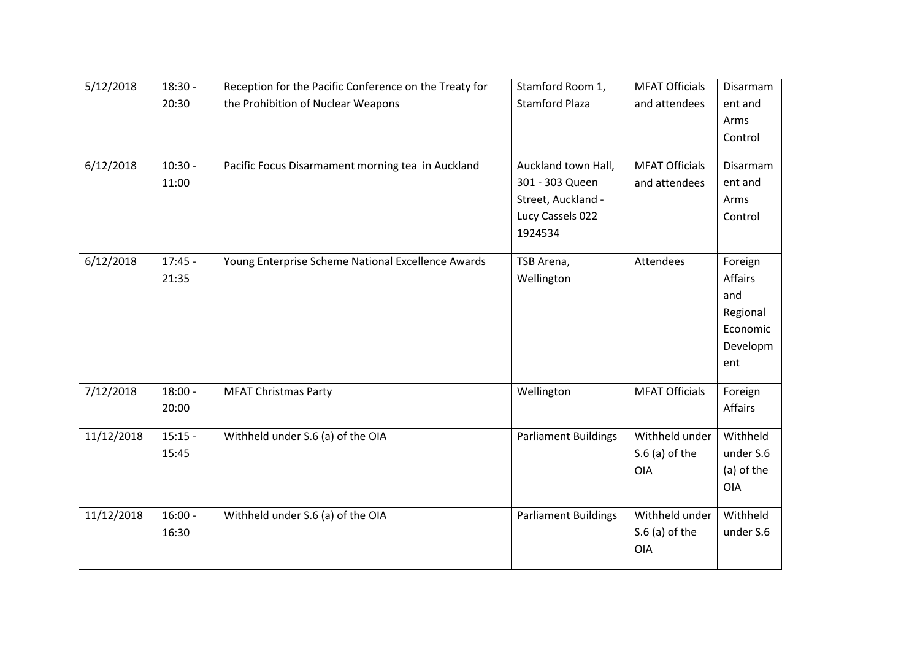| 5/12/2018 | 18:30 - 20:30 | Reception for the Pacific Conference on the Treaty for the Prohibition of Nuclear Weapons | Stamford Room 1, Stamford Plaza | MFAT Officials and attendees | Disarmament and Arms Control |
|---|---|---|---|---|---|
| 6/12/2018 | 10:30 - 11:00 | Pacific Focus Disarmament morning tea in Auckland | Auckland town Hall, 301 - 303 Queen Street, Auckland - Lucy Cassels 022 1924534 | MFAT Officials and attendees | Disarmament and Arms Control |
| 6/12/2018 | 17:45 - 21:35 | Young Enterprise Scheme National Excellence Awards | TSB Arena, Wellington | Attendees | Foreign Affairs and Regional Economic Development |
| 7/12/2018 | 18:00 - 20:00 | MFAT Christmas Party | Wellington | MFAT Officials | Foreign Affairs |
| 11/12/2018 | 15:15 - 15:45 | Withheld under S.6 (a) of the OIA | Parliament Buildings | Withheld under S.6 (a) of the OIA | Withheld under S.6 (a) of the OIA |
| 11/12/2018 | 16:00 - 16:30 | Withheld under S.6 (a) of the OIA | Parliament Buildings | Withheld under S.6 (a) of the OIA | Withheld under S.6 |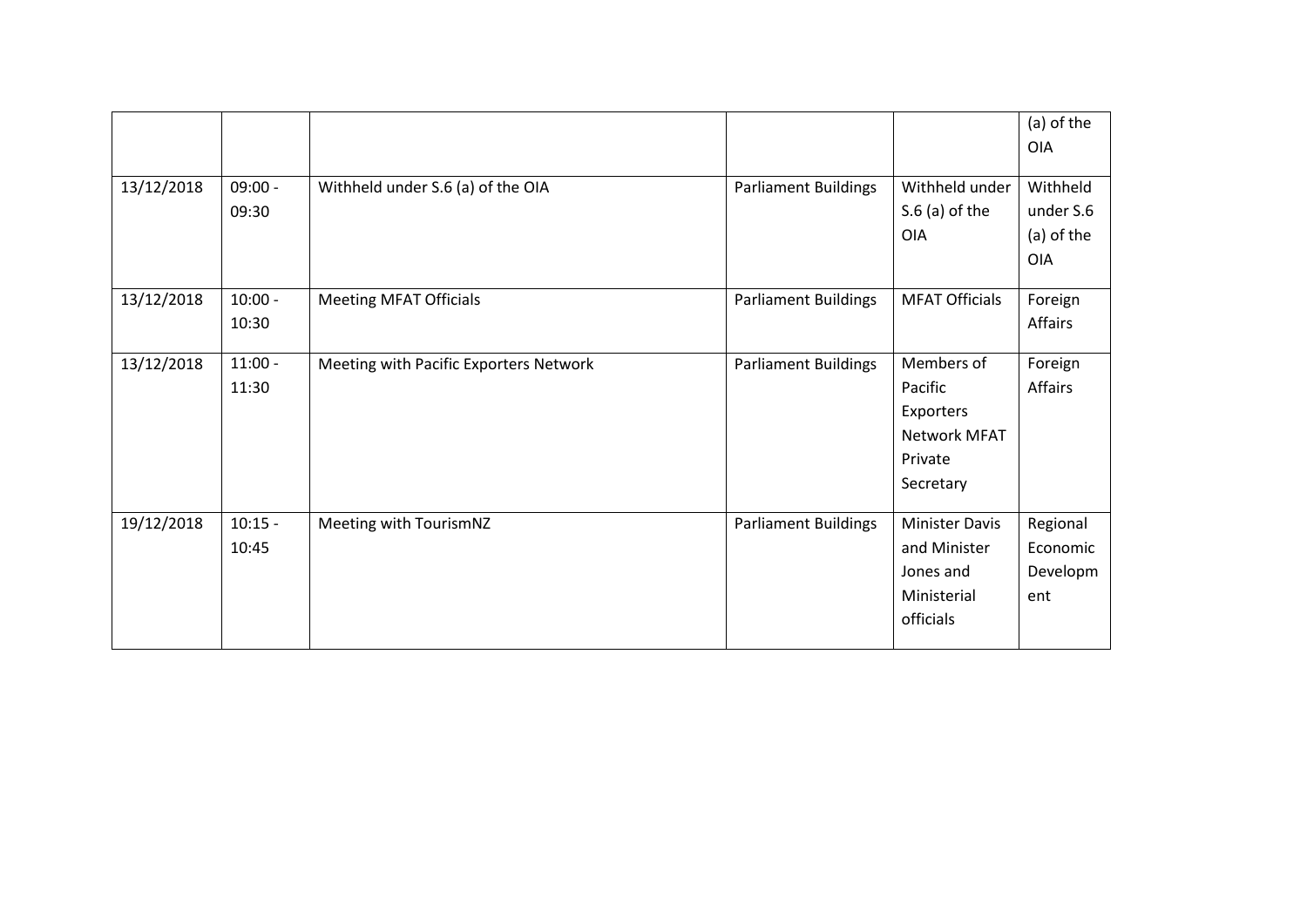| | | | | | |
|---|---|---|---|---|---|
| | | | | | (a) of the OIA |
| 13/12/2018 | 09:00 - 09:30 | Withheld under S.6 (a) of the OIA | Parliament Buildings | Withheld under S.6 (a) of the OIA | Withheld under S.6 (a) of the OIA |
| 13/12/2018 | 10:00 - 10:30 | Meeting MFAT Officials | Parliament Buildings | MFAT Officials | Foreign Affairs |
| 13/12/2018 | 11:00 - 11:30 | Meeting with Pacific Exporters Network | Parliament Buildings | Members of Pacific Exporters Network MFAT Private Secretary | Foreign Affairs |
| 19/12/2018 | 10:15 - 10:45 | Meeting with TourismNZ | Parliament Buildings | Minister Davis and Minister Jones and Ministerial officials | Regional Economic Development |